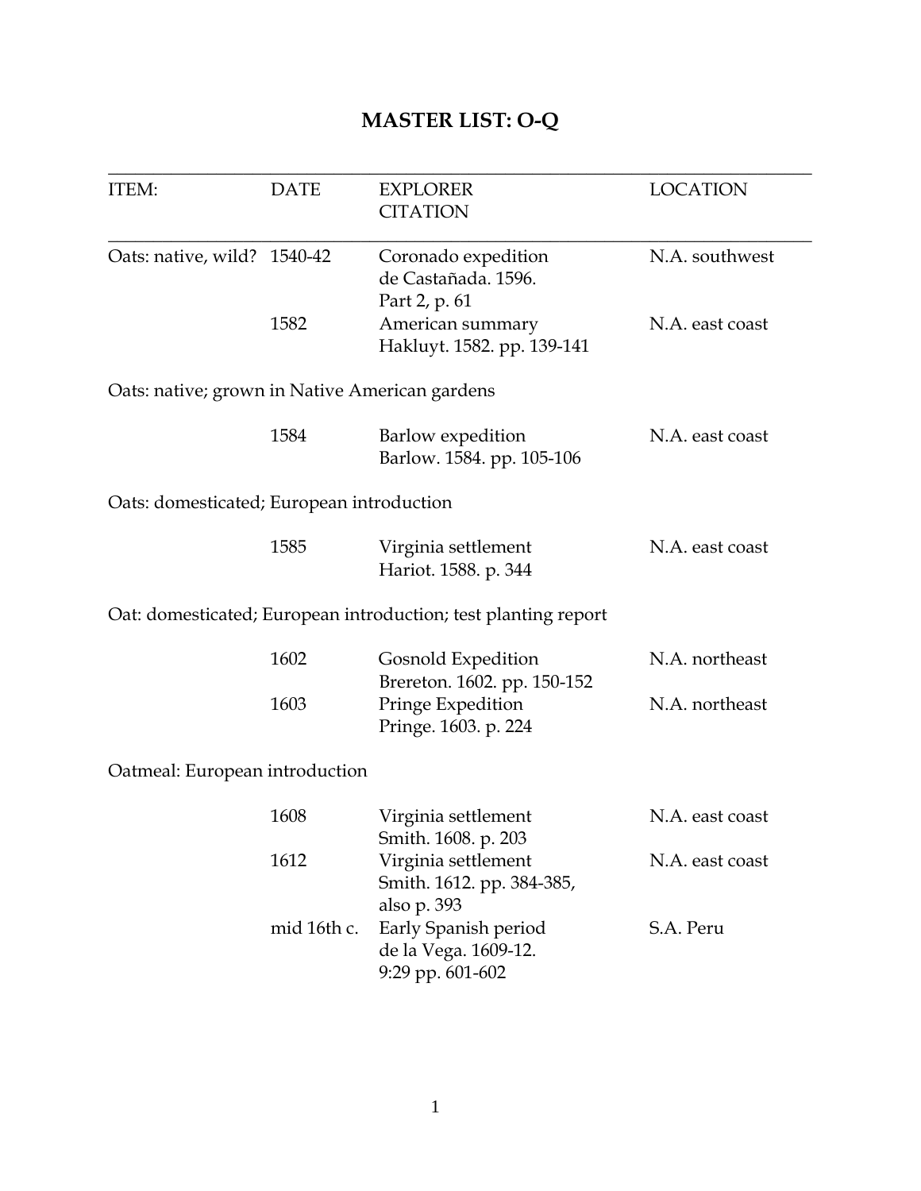# MASTER LIST: O-Q

| ITEM: | DATE | EXPLORER CITATION | LOCATION |
|---|---|---|---|
| Oats: native, wild? | 1540-42 | Coronado expedition de Castañada. 1596. Part 2, p. 61 | N.A. southwest |
| | 1582 | American summary Hakluyt. 1582. pp. 139-141 | N.A. east coast |
| Oats: native; grown in Native American gardens | | | |
| | 1584 | Barlow expedition Barlow. 1584. pp. 105-106 | N.A. east coast |
| Oats: domesticated; European introduction | | | |
| | 1585 | Virginia settlement Hariot. 1588. p. 344 | N.A. east coast |
| Oat: domesticated; European introduction; test planting report | | | |
| | 1602 | Gosnold Expedition Brereton. 1602. pp. 150-152 | N.A. northeast |
| | 1603 | Pringe Expedition Pringe. 1603. p. 224 | N.A. northeast |
| Oatmeal: European introduction | | | |
| | 1608 | Virginia settlement Smith. 1608. p. 203 | N.A. east coast |
| | 1612 | Virginia settlement Smith. 1612. pp. 384-385, also p. 393 | N.A. east coast |
| | mid 16th c. | Early Spanish period de la Vega. 1609-12. 9:29 pp. 601-602 | S.A. Peru |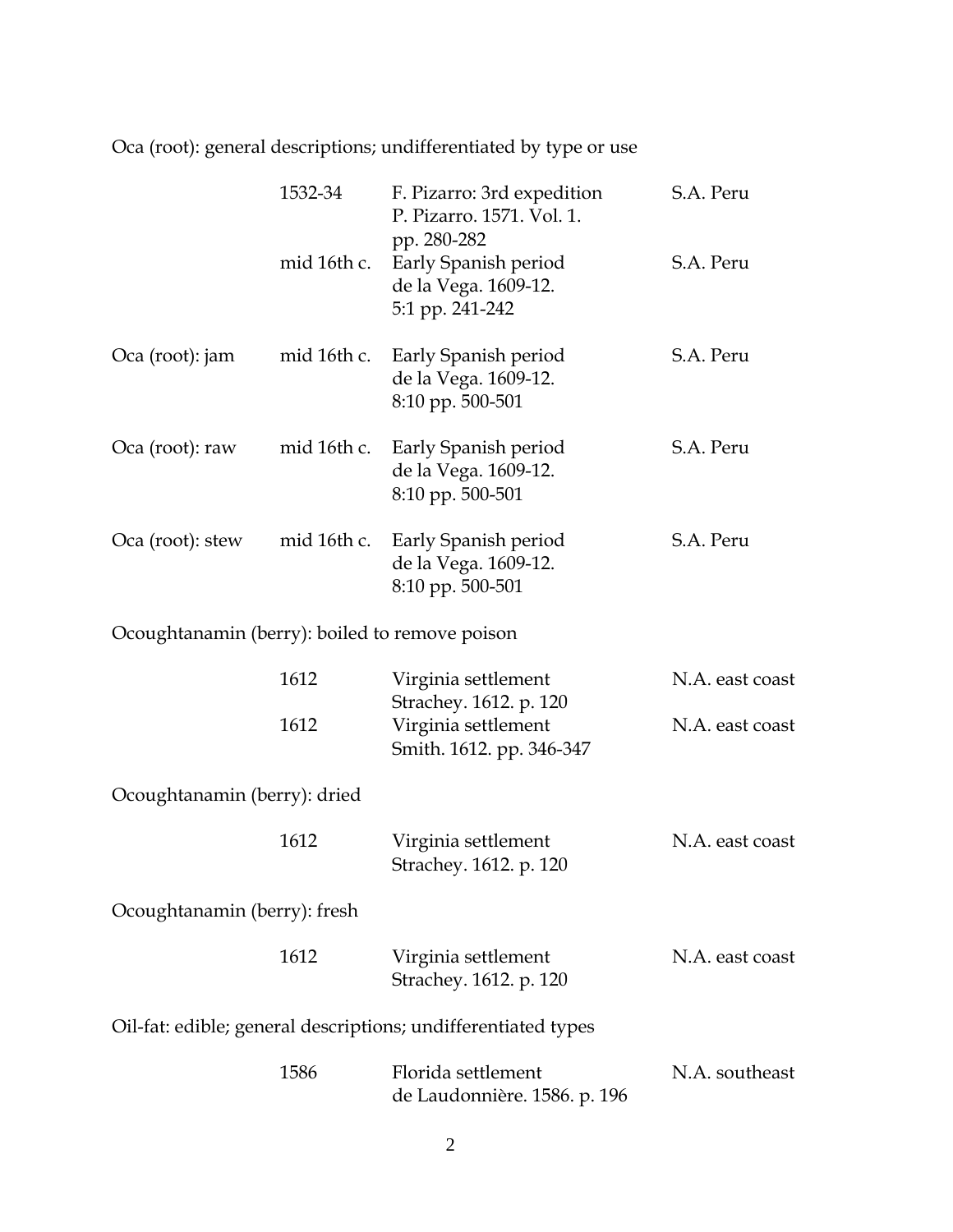Oca (root): general descriptions; undifferentiated by type or use

| | | | |
|---|---|---|---|
| | 1532-34 | F. Pizarro: 3rd expedition<br>P. Pizarro. 1571. Vol. 1.<br>pp. 280-282 | S.A. Peru |
| | mid 16th c. | Early Spanish period<br>de la Vega. 1609-12.<br>5:1 pp. 241-242 | S.A. Peru |
| Oca (root): jam | mid 16th c. | Early Spanish period<br>de la Vega. 1609-12.<br>8:10 pp. 500-501 | S.A. Peru |
| Oca (root): raw | mid 16th c. | Early Spanish period<br>de la Vega. 1609-12.<br>8:10 pp. 500-501 | S.A. Peru |
| Oca (root): stew | mid 16th c. | Early Spanish period<br>de la Vega. 1609-12.<br>8:10 pp. 500-501 | S.A. Peru |

Ocoughtanamin (berry): boiled to remove poison

| | | | |
|---|---|---|---|
| | 1612 | Virginia settlement<br>Strachey. 1612. p. 120 | N.A. east coast |
| | 1612 | Virginia settlement<br>Smith. 1612. pp. 346-347 | N.A. east coast |

Ocoughtanamin (berry): dried

| | | | |
|---|---|---|---|
| | 1612 | Virginia settlement<br>Strachey. 1612. p. 120 | N.A. east coast |

Ocoughtanamin (berry): fresh

| | | | |
|---|---|---|---|
| | 1612 | Virginia settlement<br>Strachey. 1612. p. 120 | N.A. east coast |

Oil-fat: edible; general descriptions; undifferentiated types

| | | | |
|---|---|---|---|
| | 1586 | Florida settlement<br>de Laudonnière. 1586. p. 196 | N.A. southeast |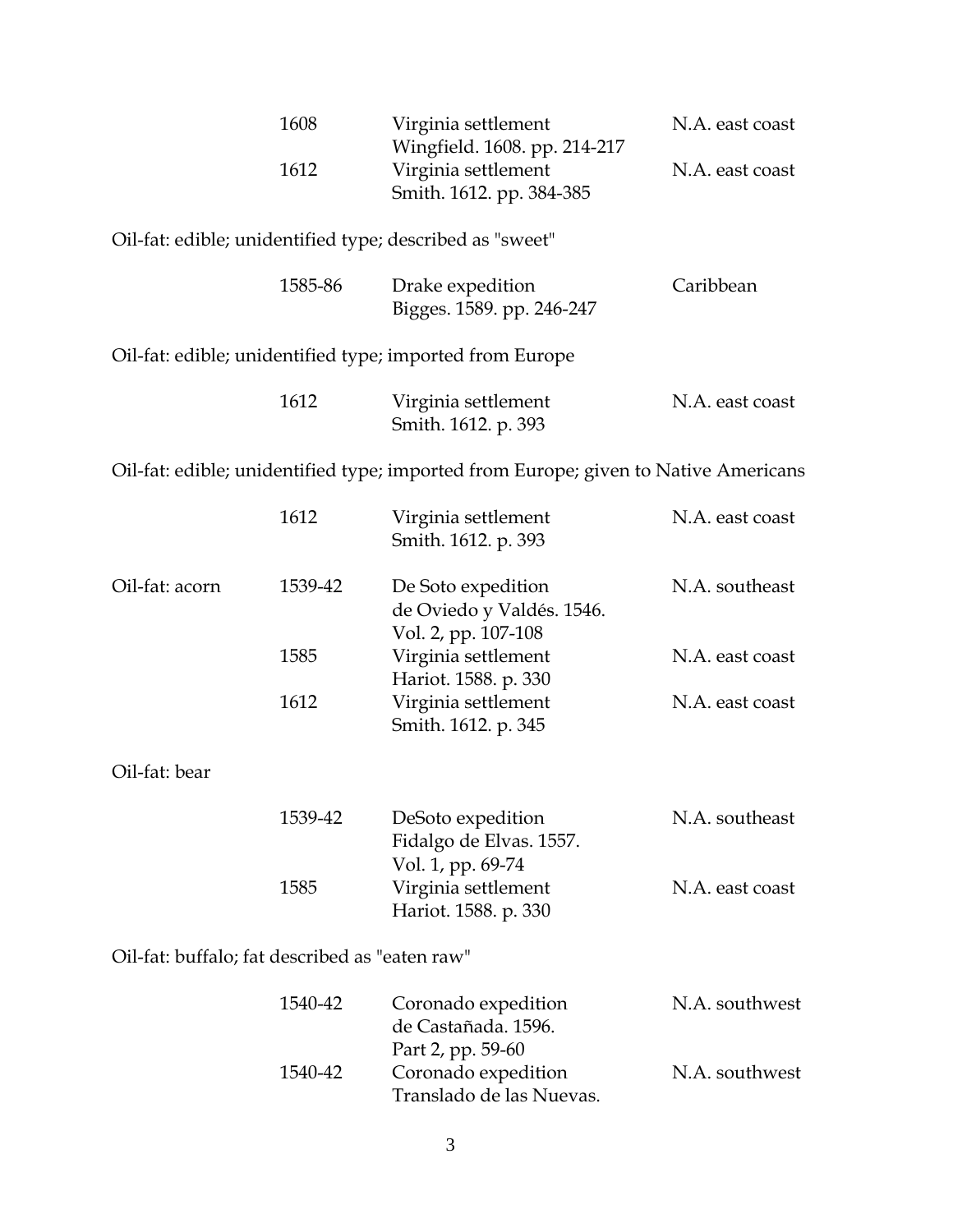| | | | |
|---|---|---|---|
| | 1608 | Virginia settlement<br>Wingfield. 1608. pp. 214-217 | N.A. east coast |
| | 1612 | Virginia settlement<br>Smith. 1612. pp. 384-385 | N.A. east coast |

Oil-fat: edible; unidentified type; described as "sweet"

| | | | |
|---|---|---|---|
| | 1585-86 | Drake expedition<br>Bigges. 1589. pp. 246-247 | Caribbean |

Oil-fat: edible; unidentified type; imported from Europe

| | | | |
|---|---|---|---|
| | 1612 | Virginia settlement<br>Smith. 1612. p. 393 | N.A. east coast |

Oil-fat: edible; unidentified type; imported from Europe; given to Native Americans

| | | | |
|---|---|---|---|
| | 1612 | Virginia settlement<br>Smith. 1612. p. 393 | N.A. east coast |
| Oil-fat: acorn | 1539-42 | De Soto expedition<br>de Oviedo y Valdés. 1546.<br>Vol. 2, pp. 107-108 | N.A. southeast |
| | 1585 | Virginia settlement<br>Hariot. 1588. p. 330 | N.A. east coast |
| | 1612 | Virginia settlement<br>Smith. 1612. p. 345 | N.A. east coast |

Oil-fat: bear

| | | | |
|---|---|---|---|
| | 1539-42 | DeSoto expedition<br>Fidalgo de Elvas. 1557.<br>Vol. 1, pp. 69-74 | N.A. southeast |
| | 1585 | Virginia settlement<br>Hariot. 1588. p. 330 | N.A. east coast |

Oil-fat: buffalo; fat described as "eaten raw"

| | | | |
|---|---|---|---|
| | 1540-42 | Coronado expedition<br>de Castañada. 1596.<br>Part 2, pp. 59-60 | N.A. southwest |
| | 1540-42 | Coronado expedition<br>Translado de las Nuevas. | N.A. southwest |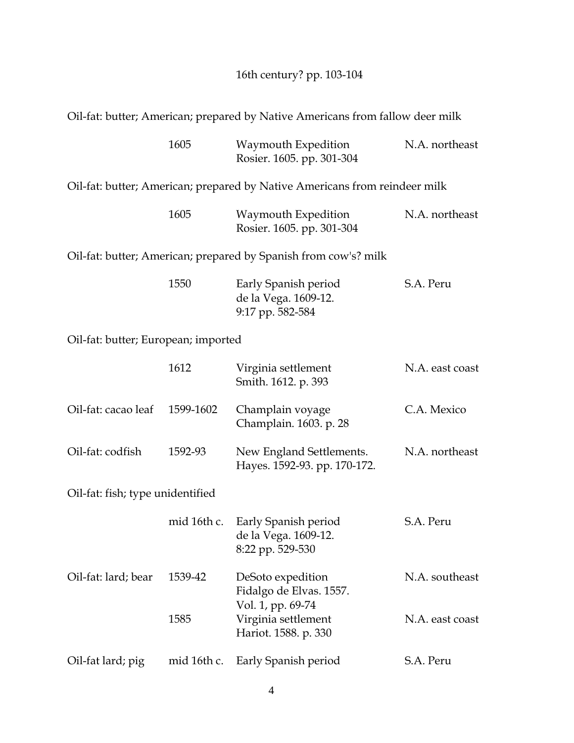16th century? pp. 103-104

Oil-fat: butter; American; prepared by Native Americans from fallow deer milk

| | | | |
|---|---|---|---|
| | 1605 | Waymouth Expedition<br>Rosier. 1605. pp. 301-304 | N.A. northeast |

Oil-fat: butter; American; prepared by Native Americans from reindeer milk

| | | | |
|---|---|---|---|
| | 1605 | Waymouth Expedition<br>Rosier. 1605. pp. 301-304 | N.A. northeast |

Oil-fat: butter; American; prepared by Spanish from cow's? milk

| | | | |
|---|---|---|---|
| | 1550 | Early Spanish period<br>de la Vega. 1609-12.<br>9:17 pp. 582-584 | S.A. Peru |

Oil-fat: butter; European; imported

| | | | |
|---|---|---|---|
| | 1612 | Virginia settlement<br>Smith. 1612. p. 393 | N.A. east coast |
| Oil-fat: cacao leaf | 1599-1602 | Champlain voyage<br>Champlain. 1603. p. 28 | C.A. Mexico |
| Oil-fat: codfish | 1592-93 | New England Settlements.<br>Hayes. 1592-93. pp. 170-172. | N.A. northeast |

Oil-fat: fish; type unidentified

| | | | |
|---|---|---|---|
| | mid 16th c. | Early Spanish period<br>de la Vega. 1609-12.<br>8:22 pp. 529-530 | S.A. Peru |
| Oil-fat: lard; bear | 1539-42 | DeSoto expedition<br>Fidalgo de Elvas. 1557.<br>Vol. 1, pp. 69-74 | N.A. southeast |
| | 1585 | Virginia settlement<br>Hariot. 1588. p. 330 | N.A. east coast |
| Oil-fat lard; pig | mid 16th c. | Early Spanish period | S.A. Peru |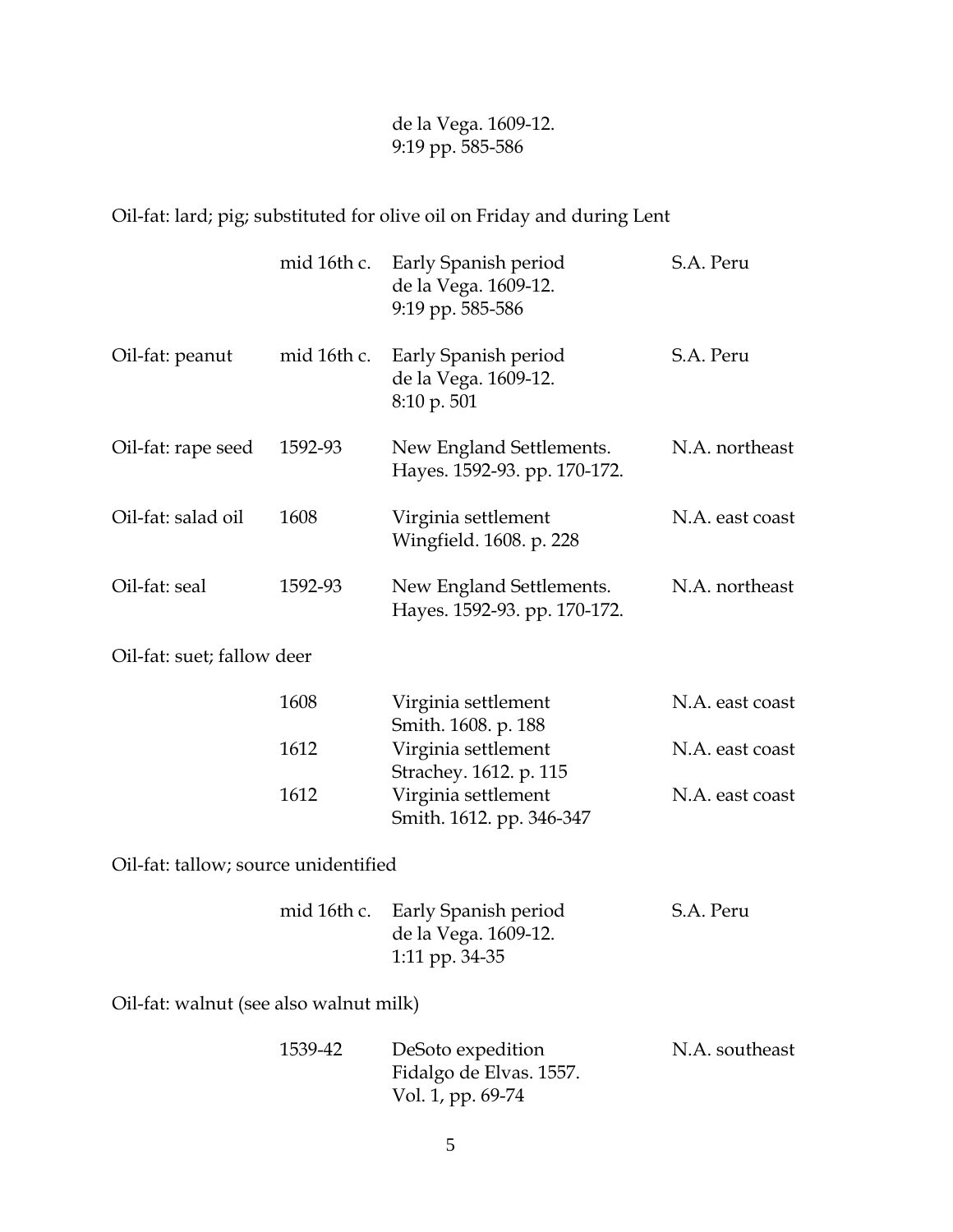| | | | |
|---|---|---|---|
| | | de la Vega. 1609-12.<br>9:19 pp. 585-586 | |

Oil-fat: lard; pig; substituted for olive oil on Friday and during Lent

| | | | |
|---|---|---|---|
| | mid 16th c. | Early Spanish period<br>de la Vega. 1609-12.<br>9:19 pp. 585-586 | S.A. Peru |
| Oil-fat: peanut | mid 16th c. | Early Spanish period<br>de la Vega. 1609-12.<br>8:10 p. 501 | S.A. Peru |
| Oil-fat: rape seed | 1592-93 | New England Settlements.<br>Hayes. 1592-93. pp. 170-172. | N.A. northeast |
| Oil-fat: salad oil | 1608 | Virginia settlement<br>Wingfield. 1608. p. 228 | N.A. east coast |
| Oil-fat: seal | 1592-93 | New England Settlements.<br>Hayes. 1592-93. pp. 170-172. | N.A. northeast |

Oil-fat: suet; fallow deer

| | | | |
|---|---|---|---|
| | 1608 | Virginia settlement<br>Smith. 1608. p. 188 | N.A. east coast |
| | 1612 | Virginia settlement<br>Strachey. 1612. p. 115 | N.A. east coast |
| | 1612 | Virginia settlement<br>Smith. 1612. pp. 346-347 | N.A. east coast |

Oil-fat: tallow; source unidentified

| | | | |
|---|---|---|---|
| | mid 16th c. | Early Spanish period<br>de la Vega. 1609-12.<br>1:11 pp. 34-35 | S.A. Peru |

Oil-fat: walnut (see also walnut milk)

| | | | |
|---|---|---|---|
| | 1539-42 | DeSoto expedition<br>Fidalgo de Elvas. 1557.<br>Vol. 1, pp. 69-74 | N.A. southeast |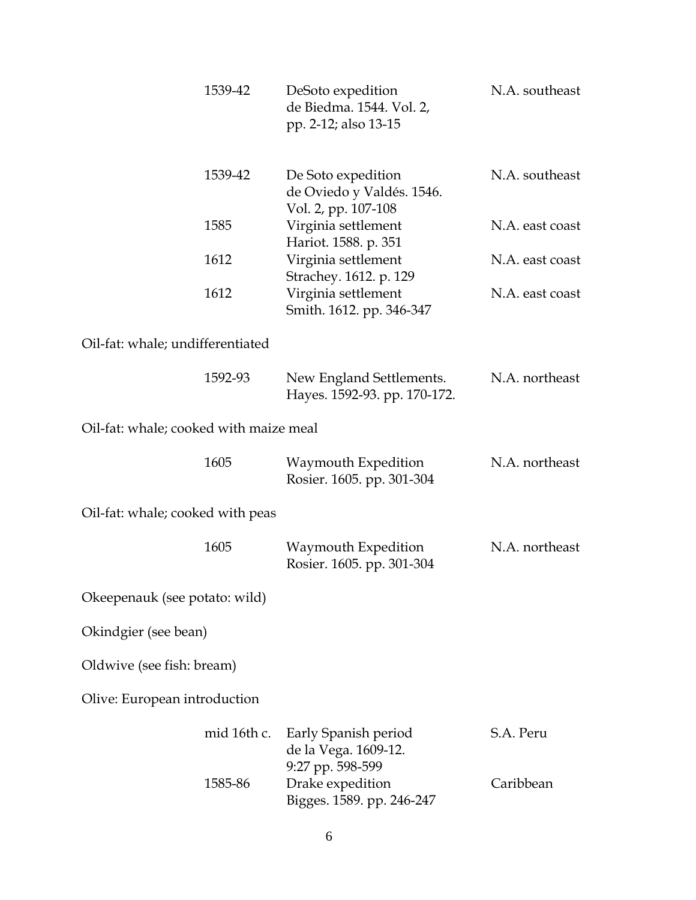| | | |
|---|---|---|
| 1539-42 | DeSoto expedition<br>de Biedma. 1544. Vol. 2, pp. 2-12; also 13-15 | N.A. southeast |
| 1539-42 | De Soto expedition<br>de Oviedo y Valdés. 1546. Vol. 2, pp. 107-108 | N.A. southeast |
| 1585 | Virginia settlement<br>Hariot. 1588. p. 351 | N.A. east coast |
| 1612 | Virginia settlement<br>Strachey. 1612. p. 129 | N.A. east coast |
| 1612 | Virginia settlement<br>Smith. 1612. pp. 346-347 | N.A. east coast |

Oil-fat: whale; undifferentiated

| | | |
|---|---|---|
| 1592-93 | New England Settlements.<br>Hayes. 1592-93. pp. 170-172. | N.A. northeast |

Oil-fat: whale; cooked with maize meal

| | | |
|---|---|---|
| 1605 | Waymouth Expedition<br>Rosier. 1605. pp. 301-304 | N.A. northeast |

Oil-fat: whale; cooked with peas

| | | |
|---|---|---|
| 1605 | Waymouth Expedition<br>Rosier. 1605. pp. 301-304 | N.A. northeast |

Okeepenauk (see potato: wild)

Okindgier (see bean)

Oldwive (see fish: bream)

Olive: European introduction

| | | |
|---|---|---|
| mid 16th c. | Early Spanish period<br>de la Vega. 1609-12. 9:27 pp. 598-599 | S.A. Peru |
| 1585-86 | Drake expedition<br>Bigges. 1589. pp. 246-247 | Caribbean |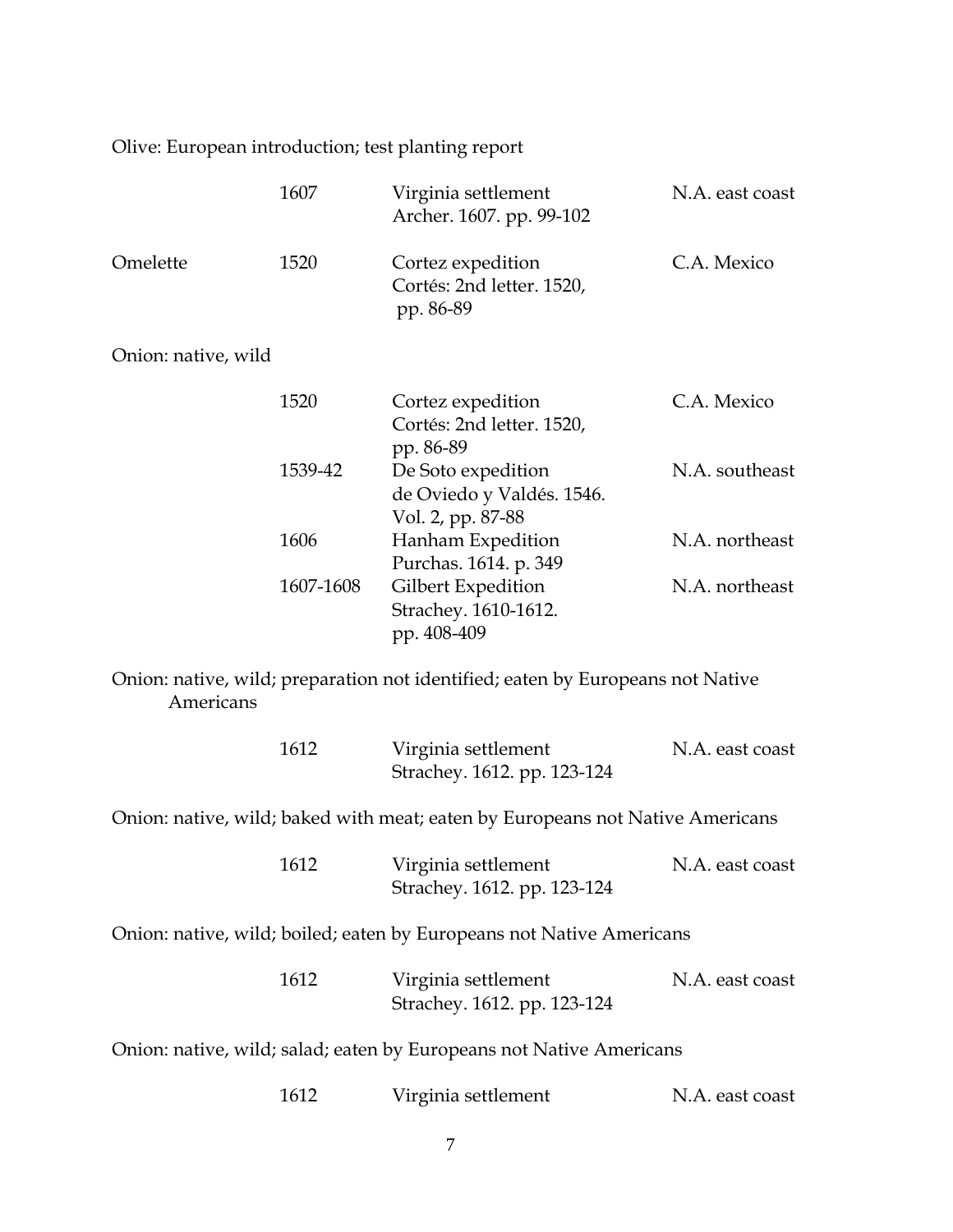Olive: European introduction; test planting report

| | | | |
|---|---|---|---|
| | 1607 | Virginia settlement<br>Archer. 1607. pp. 99-102 | N.A. east coast |
| Omelette | 1520 | Cortez expedition<br>Cortés: 2nd letter. 1520, pp. 86-89 | C.A. Mexico |

Onion: native, wild

| | | |
|---|---|---|
| 1520 | Cortez expedition<br>Cortés: 2nd letter. 1520, pp. 86-89 | C.A. Mexico |
| 1539-42 | De Soto expedition<br>de Oviedo y Valdés. 1546. Vol. 2, pp. 87-88 | N.A. southeast |
| 1606 | Hanham Expedition<br>Purchas. 1614. p. 349 | N.A. northeast |
| 1607-1608 | Gilbert Expedition<br>Strachey. 1610-1612. pp. 408-409 | N.A. northeast |

Onion: native, wild; preparation not identified; eaten by Europeans not Native Americans

| | | |
|---|---|---|
| 1612 | Virginia settlement<br>Strachey. 1612. pp. 123-124 | N.A. east coast |

Onion: native, wild; baked with meat; eaten by Europeans not Native Americans

| | | |
|---|---|---|
| 1612 | Virginia settlement<br>Strachey. 1612. pp. 123-124 | N.A. east coast |

Onion: native, wild; boiled; eaten by Europeans not Native Americans

| | | |
|---|---|---|
| 1612 | Virginia settlement<br>Strachey. 1612. pp. 123-124 | N.A. east coast |

Onion: native, wild; salad; eaten by Europeans not Native Americans

| | | |
|---|---|---|
| 1612 | Virginia settlement | N.A. east coast |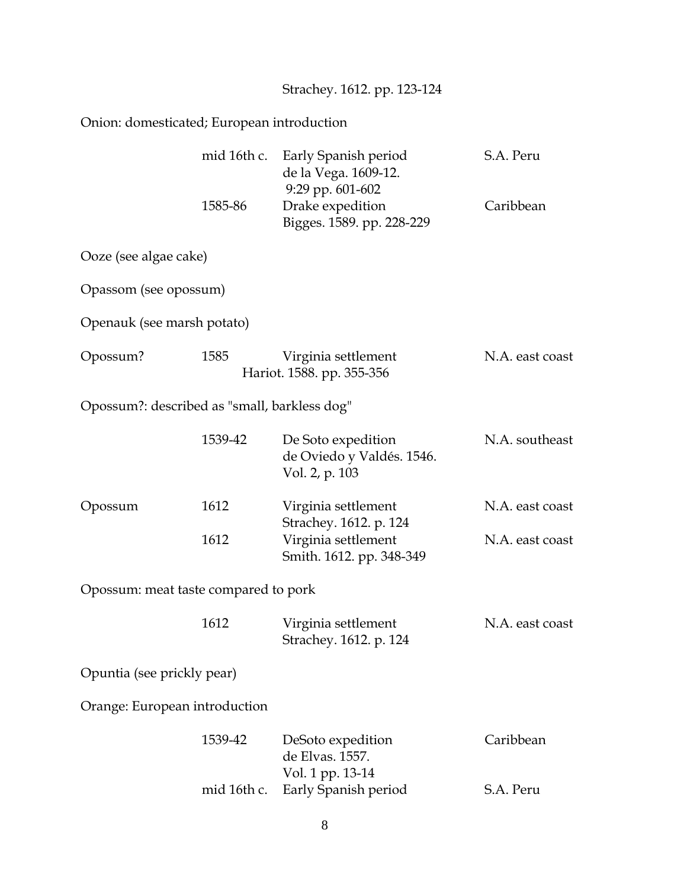Strachey. 1612. pp. 123-124

Onion: domesticated; European introduction

| | | | |
|---|---|---|---|
| | mid 16th c. | Early Spanish period<br>de la Vega. 1609-12.<br>9:29 pp. 601-602 | S.A. Peru |
| | 1585-86 | Drake expedition<br>Bigges. 1589. pp. 228-229 | Caribbean |

Ooze (see algae cake)

Opassom (see opossum)

Openauk (see marsh potato)

| | | | |
|---|---|---|---|
| Opossum? | 1585 | Virginia settlement<br>Hariot. 1588. pp. 355-356 | N.A. east coast |

Opossum?: described as "small, barkless dog"

| | | | |
|---|---|---|---|
| | 1539-42 | De Soto expedition<br>de Oviedo y Valdés. 1546.<br>Vol. 2, p. 103 | N.A. southeast |
| Opossum | 1612 | Virginia settlement<br>Strachey. 1612. p. 124 | N.A. east coast |
| | 1612 | Virginia settlement<br>Smith. 1612. pp. 348-349 | N.A. east coast |

Opossum: meat taste compared to pork

| | | | |
|---|---|---|---|
| | 1612 | Virginia settlement<br>Strachey. 1612. p. 124 | N.A. east coast |

Opuntia (see prickly pear)

Orange: European introduction

| | | | |
|---|---|---|---|
| | 1539-42 | DeSoto expedition<br>de Elvas. 1557.<br>Vol. 1 pp. 13-14 | Caribbean |
| | mid 16th c. | Early Spanish period | S.A. Peru |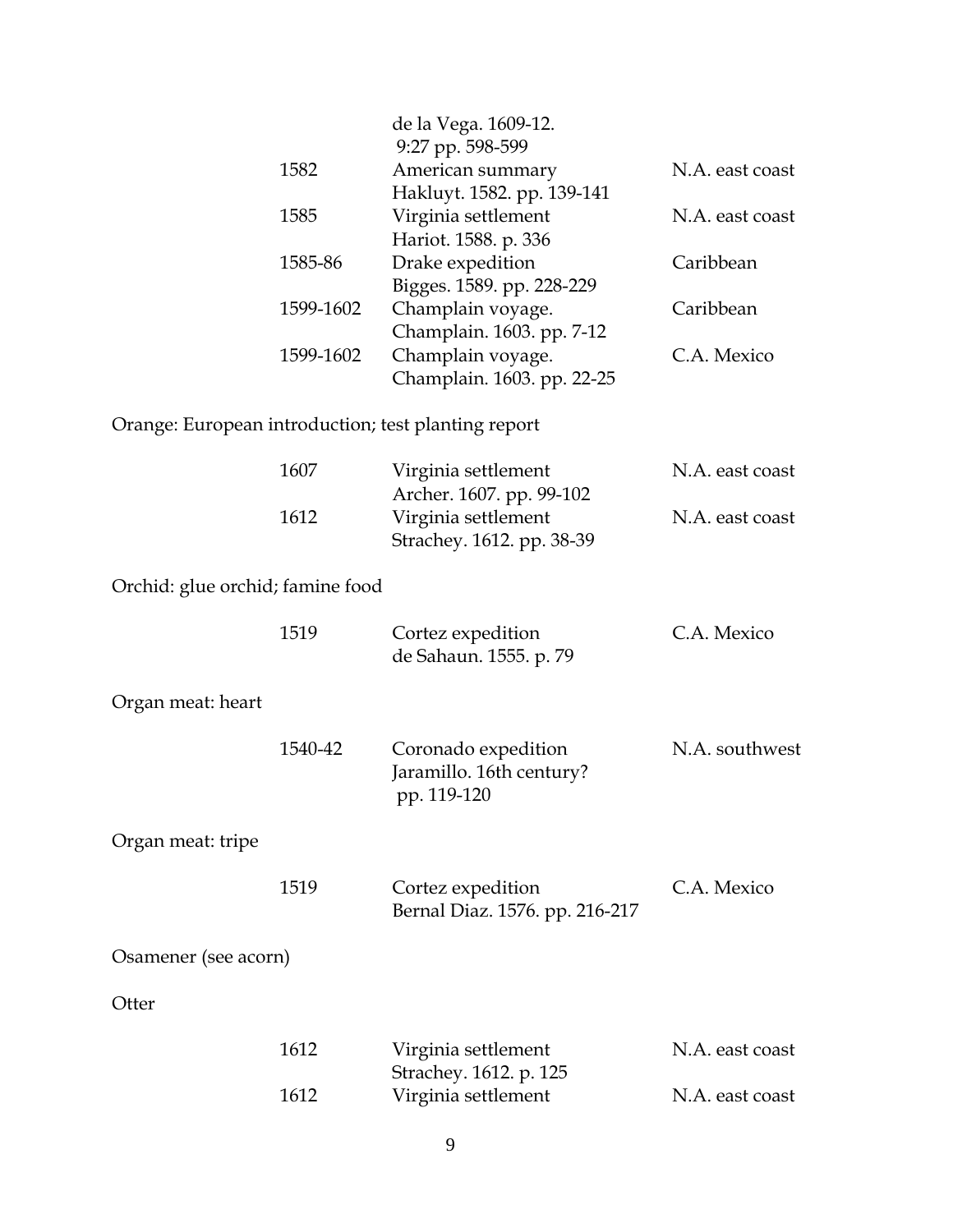| | | |
|---|---|---|
| | de la Vega. 1609-12. 9:27 pp. 598-599 | |
| 1582 | American summary Hakluyt. 1582. pp. 139-141 | N.A. east coast |
| 1585 | Virginia settlement Hariot. 1588. p. 336 | N.A. east coast |
| 1585-86 | Drake expedition Bigges. 1589. pp. 228-229 | Caribbean |
| 1599-1602 | Champlain voyage. Champlain. 1603. pp. 7-12 | Caribbean |
| 1599-1602 | Champlain voyage. Champlain. 1603. pp. 22-25 | C.A. Mexico |

Orange: European introduction; test planting report

| | | |
|---|---|---|
| 1607 | Virginia settlement Archer. 1607. pp. 99-102 | N.A. east coast |
| 1612 | Virginia settlement Strachey. 1612. pp. 38-39 | N.A. east coast |

Orchid: glue orchid; famine food

| | | |
|---|---|---|
| 1519 | Cortez expedition de Sahaun. 1555. p. 79 | C.A. Mexico |

Organ meat: heart

| | | |
|---|---|---|
| 1540-42 | Coronado expedition Jaramillo. 16th century? pp. 119-120 | N.A. southwest |

Organ meat: tripe

| | | |
|---|---|---|
| 1519 | Cortez expedition Bernal Diaz. 1576. pp. 216-217 | C.A. Mexico |

Osamener (see acorn)

Otter

| | | |
|---|---|---|
| 1612 | Virginia settlement Strachey. 1612. p. 125 | N.A. east coast |
| 1612 | Virginia settlement | N.A. east coast |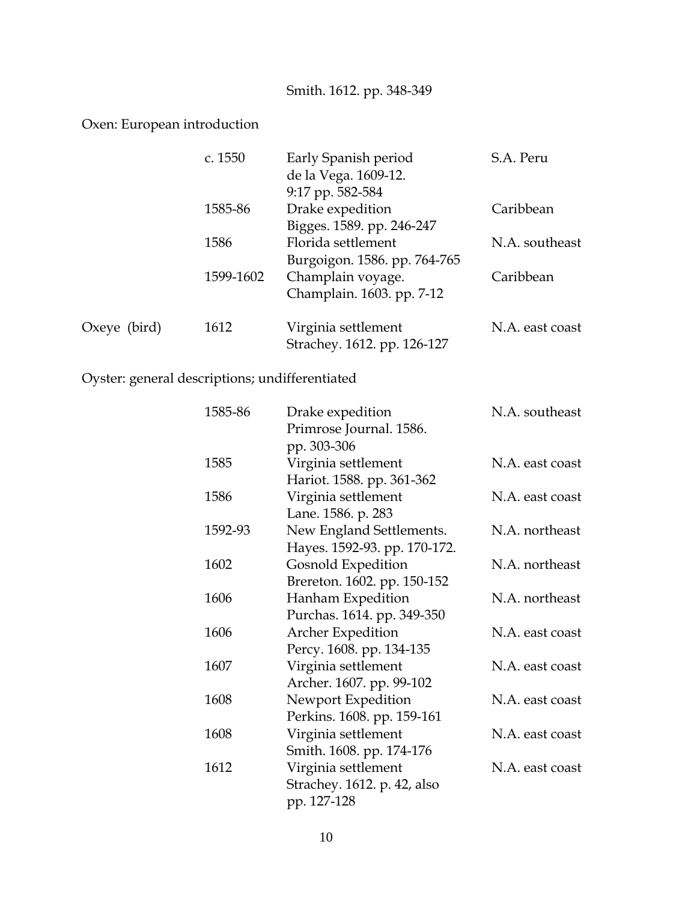Smith. 1612. pp. 348-349

Oxen: European introduction

| | Date | Event / Source | Region |
|---|---|---|---|
| | c. 1550 | Early Spanish period de la Vega. 1609-12. 9:17 pp. 582-584 | S.A. Peru |
| | 1585-86 | Drake expedition Bigges. 1589. pp. 246-247 | Caribbean |
| | 1586 | Florida settlement Burgoigon. 1586. pp. 764-765 | N.A. southeast |
| | 1599-1602 | Champlain voyage. Champlain. 1603. pp. 7-12 | Caribbean |
| Oxeye (bird) | 1612 | Virginia settlement Strachey. 1612. pp. 126-127 | N.A. east coast |

Oyster: general descriptions; undifferentiated

| | Date | Event / Source | Region |
|---|---|---|---|
| | 1585-86 | Drake expedition Primrose Journal. 1586. pp. 303-306 | N.A. southeast |
| | 1585 | Virginia settlement Hariot. 1588. pp. 361-362 | N.A. east coast |
| | 1586 | Virginia settlement Lane. 1586. p. 283 | N.A. east coast |
| | 1592-93 | New England Settlements. Hayes. 1592-93. pp. 170-172. | N.A. northeast |
| | 1602 | Gosnold Expedition Brereton. 1602. pp. 150-152 | N.A. northeast |
| | 1606 | Hanham Expedition Purchas. 1614. pp. 349-350 | N.A. northeast |
| | 1606 | Archer Expedition Percy. 1608. pp. 134-135 | N.A. east coast |
| | 1607 | Virginia settlement Archer. 1607. pp. 99-102 | N.A. east coast |
| | 1608 | Newport Expedition Perkins. 1608. pp. 159-161 | N.A. east coast |
| | 1608 | Virginia settlement Smith. 1608. pp. 174-176 | N.A. east coast |
| | 1612 | Virginia settlement Strachey. 1612. p. 42, also pp. 127-128 | N.A. east coast |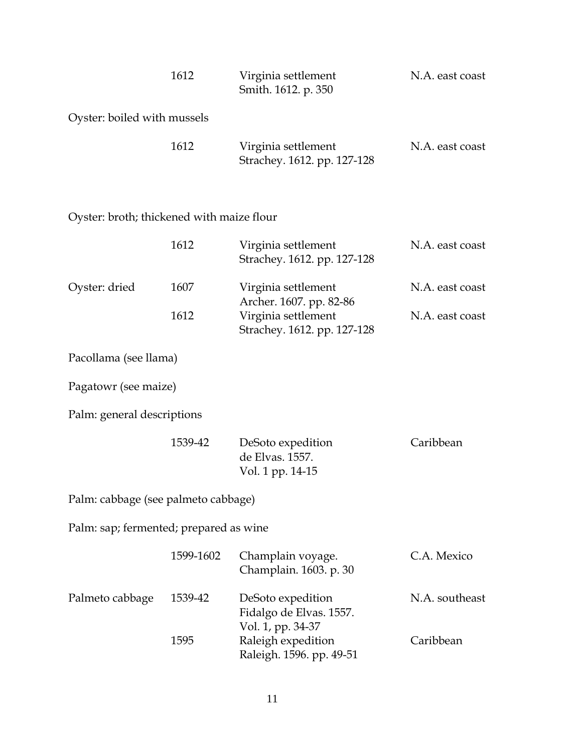| | | | |
|---|---|---|---|
| | 1612 | Virginia settlement<br>Smith. 1612. p. 350 | N.A. east coast |

Oyster: boiled with mussels

| | | | |
|---|---|---|---|
| | 1612 | Virginia settlement<br>Strachey. 1612. pp. 127-128 | N.A. east coast |

Oyster: broth; thickened with maize flour

| | | | |
|---|---|---|---|
| | 1612 | Virginia settlement<br>Strachey. 1612. pp. 127-128 | N.A. east coast |
| Oyster: dried | 1607 | Virginia settlement<br>Archer. 1607. pp. 82-86 | N.A. east coast |
| | 1612 | Virginia settlement<br>Strachey. 1612. pp. 127-128 | N.A. east coast |

Pacollama (see llama)

Pagatowr (see maize)

Palm: general descriptions

| | | | |
|---|---|---|---|
| | 1539-42 | DeSoto expedition<br>de Elvas. 1557.<br>Vol. 1 pp. 14-15 | Caribbean |

Palm: cabbage (see palmeto cabbage)

Palm: sap; fermented; prepared as wine

| | | | |
|---|---|---|---|
| | 1599-1602 | Champlain voyage.<br>Champlain. 1603. p. 30 | C.A. Mexico |
| Palmeto cabbage | 1539-42 | DeSoto expedition<br>Fidalgo de Elvas. 1557.<br>Vol. 1, pp. 34-37 | N.A. southeast |
| | 1595 | Raleigh expedition<br>Raleigh. 1596. pp. 49-51 | Caribbean |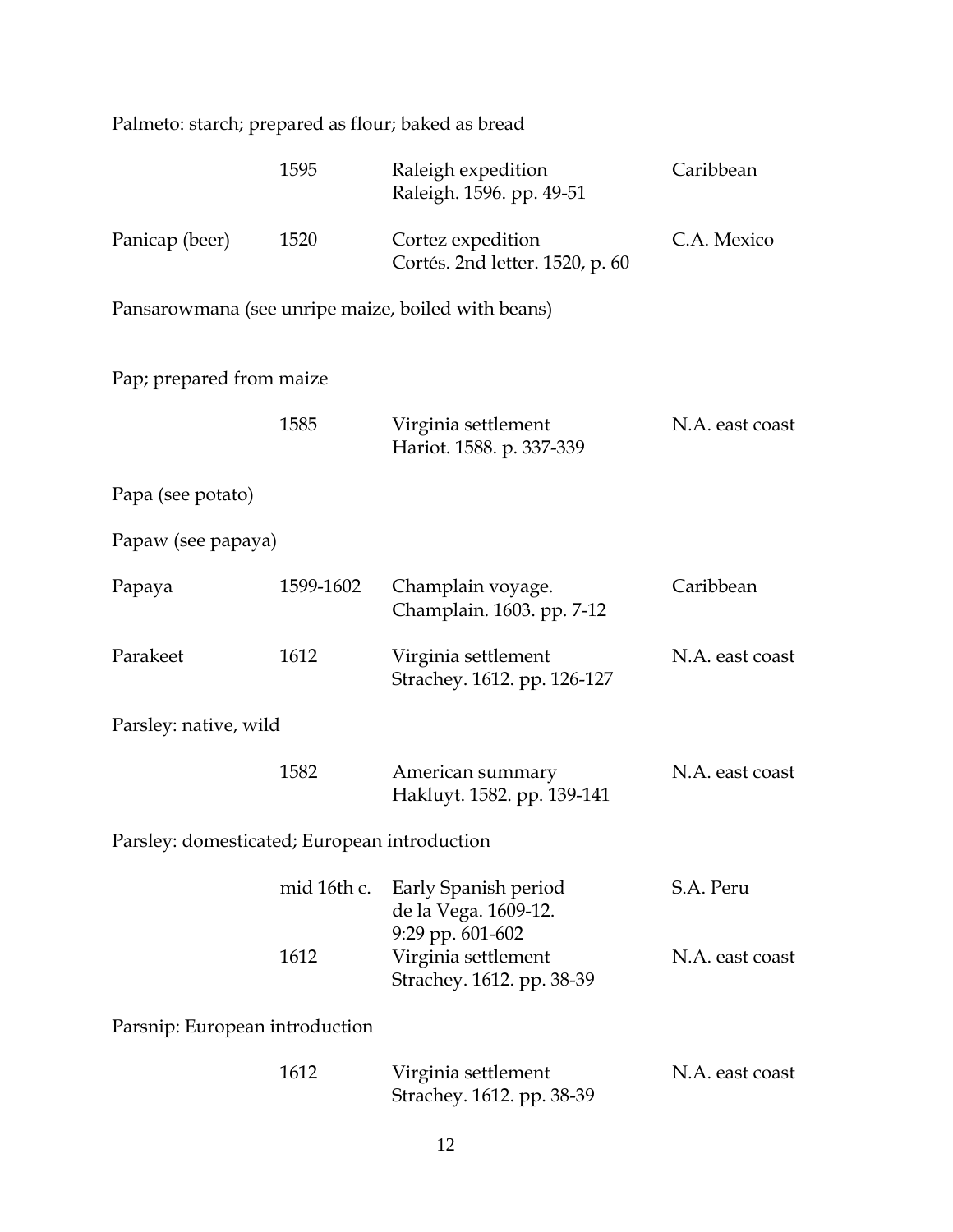Palmeto: starch; prepared as flour; baked as bread

| | | | |
|---|---|---|---|
| | 1595 | Raleigh expedition<br>Raleigh. 1596. pp. 49-51 | Caribbean |
| Panicap (beer) | 1520 | Cortez expedition<br>Cortés. 2nd letter. 1520, p. 60 | C.A. Mexico |

Pansarowmana (see unripe maize, boiled with beans)

Pap; prepared from maize

| | | | |
|---|---|---|---|
| | 1585 | Virginia settlement<br>Hariot. 1588. p. 337-339 | N.A. east coast |

Papa (see potato)

Papaw (see papaya)

| | | | |
|---|---|---|---|
| Papaya | 1599-1602 | Champlain voyage.<br>Champlain. 1603. pp. 7-12 | Caribbean |
| Parakeet | 1612 | Virginia settlement<br>Strachey. 1612. pp. 126-127 | N.A. east coast |

Parsley: native, wild

| | | | |
|---|---|---|---|
| | 1582 | American summary<br>Hakluyt. 1582. pp. 139-141 | N.A. east coast |

Parsley: domesticated; European introduction

| | | | |
|---|---|---|---|
| | mid 16th c. | Early Spanish period<br>de la Vega. 1609-12.<br>9:29 pp. 601-602 | S.A. Peru |
| | 1612 | Virginia settlement<br>Strachey. 1612. pp. 38-39 | N.A. east coast |

Parsnip: European introduction

| | | | |
|---|---|---|---|
| | 1612 | Virginia settlement<br>Strachey. 1612. pp. 38-39 | N.A. east coast |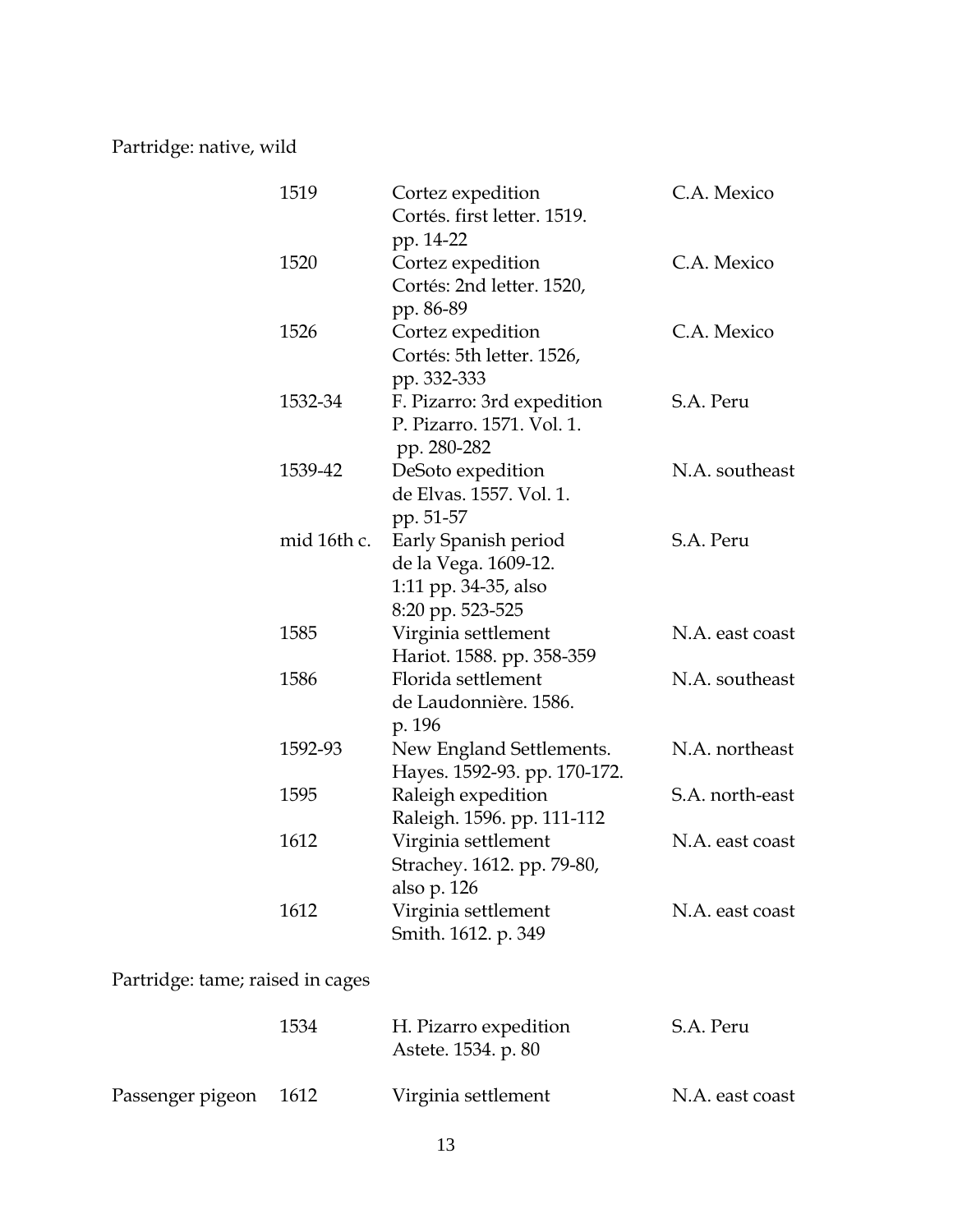Partridge: native, wild

| | | | |
|---|---|---|---|
| | 1519 | Cortez expedition<br>Cortés. first letter. 1519. pp. 14-22 | C.A. Mexico |
| | 1520 | Cortez expedition<br>Cortés: 2nd letter. 1520, pp. 86-89 | C.A. Mexico |
| | 1526 | Cortez expedition<br>Cortés: 5th letter. 1526, pp. 332-333 | C.A. Mexico |
| | 1532-34 | F. Pizarro: 3rd expedition<br>P. Pizarro. 1571. Vol. 1. pp. 280-282 | S.A. Peru |
| | 1539-42 | DeSoto expedition<br>de Elvas. 1557. Vol. 1. pp. 51-57 | N.A. southeast |
| | mid 16th c. | Early Spanish period<br>de la Vega. 1609-12. 1:11 pp. 34-35, also 8:20 pp. 523-525 | S.A. Peru |
| | 1585 | Virginia settlement<br>Hariot. 1588. pp. 358-359 | N.A. east coast |
| | 1586 | Florida settlement<br>de Laudonnière. 1586. p. 196 | N.A. southeast |
| | 1592-93 | New England Settlements.<br>Hayes. 1592-93. pp. 170-172. | N.A. northeast |
| | 1595 | Raleigh expedition<br>Raleigh. 1596. pp. 111-112 | S.A. north-east |
| | 1612 | Virginia settlement<br>Strachey. 1612. pp. 79-80, also p. 126 | N.A. east coast |
| | 1612 | Virginia settlement<br>Smith. 1612. p. 349 | N.A. east coast |

Partridge: tame; raised in cages

| | | | |
|---|---|---|---|
| | 1534 | H. Pizarro expedition<br>Astete. 1534. p. 80 | S.A. Peru |
| Passenger pigeon | 1612 | Virginia settlement | N.A. east coast |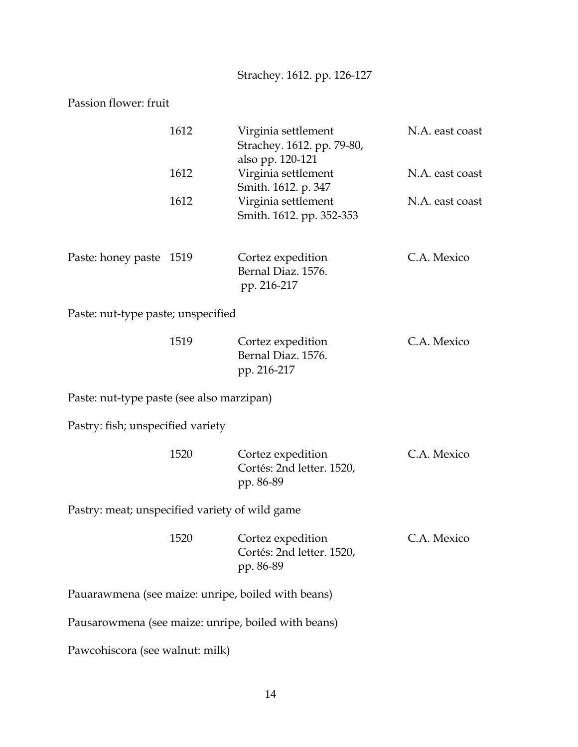Strachey. 1612. pp. 126-127

Passion flower: fruit

| | | | |
|---|---|---|---|
| | 1612 | Virginia settlement<br>Strachey. 1612. pp. 79-80, also pp. 120-121 | N.A. east coast |
| | 1612 | Virginia settlement<br>Smith. 1612. p. 347 | N.A. east coast |
| | 1612 | Virginia settlement<br>Smith. 1612. pp. 352-353 | N.A. east coast |
| Paste: honey paste | 1519 | Cortez expedition<br>Bernal Diaz. 1576. pp. 216-217 | C.A. Mexico |

Paste: nut-type paste; unspecified

| | | | |
|---|---|---|---|
| | 1519 | Cortez expedition<br>Bernal Diaz. 1576. pp. 216-217 | C.A. Mexico |

Paste: nut-type paste (see also marzipan)

Pastry: fish; unspecified variety

| | | | |
|---|---|---|---|
| | 1520 | Cortez expedition<br>Cortés: 2nd letter. 1520, pp. 86-89 | C.A. Mexico |

Pastry: meat; unspecified variety of wild game

| | | | |
|---|---|---|---|
| | 1520 | Cortez expedition<br>Cortés: 2nd letter. 1520, pp. 86-89 | C.A. Mexico |

Pauarawmena (see maize: unripe, boiled with beans)

Pausarowmena (see maize: unripe, boiled with beans)

Pawcohiscora (see walnut: milk)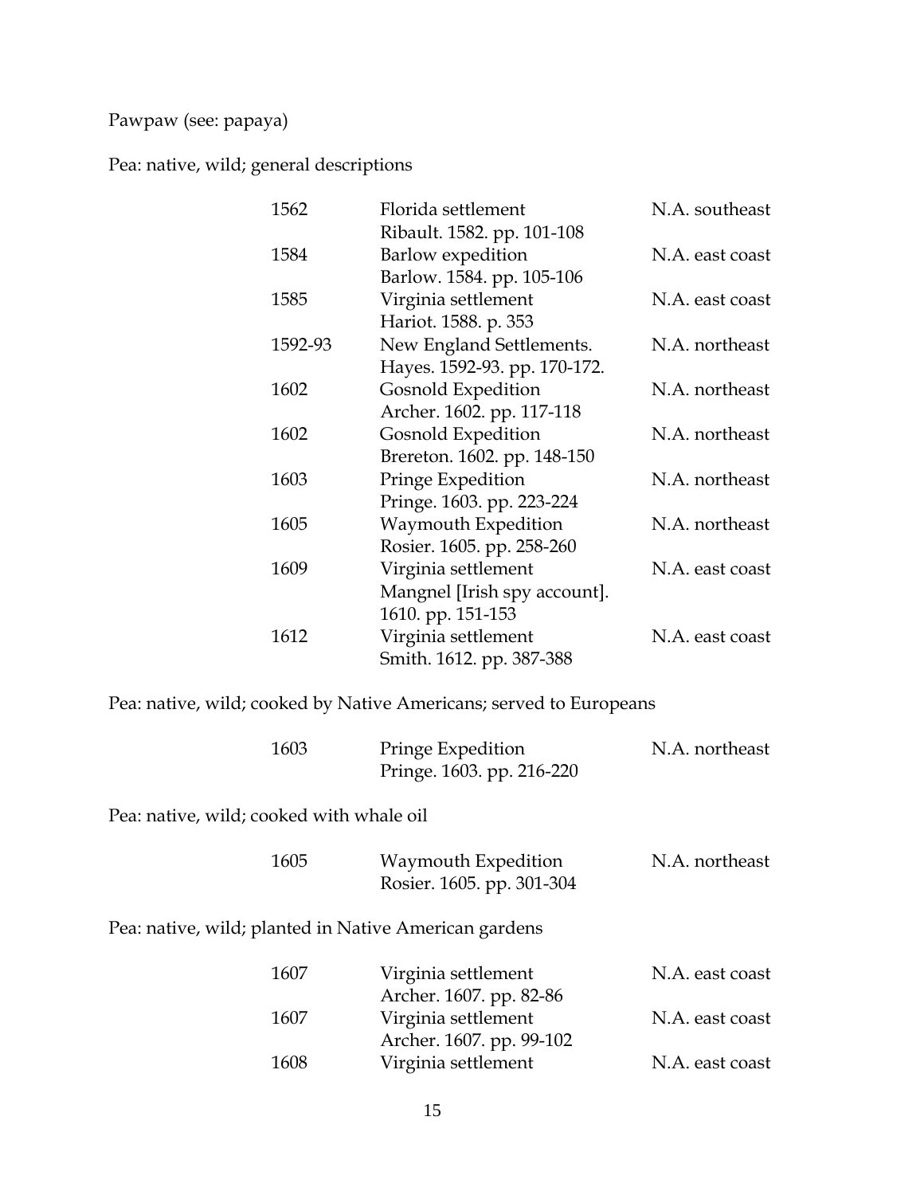Pawpaw (see: papaya)

Pea: native, wild; general descriptions

| | | |
|---|---|---|
| 1562 | Florida settlement<br>Ribault. 1582. pp. 101-108 | N.A. southeast |
| 1584 | Barlow expedition<br>Barlow. 1584. pp. 105-106 | N.A. east coast |
| 1585 | Virginia settlement<br>Hariot. 1588. p. 353 | N.A. east coast |
| 1592-93 | New England Settlements.<br>Hayes. 1592-93. pp. 170-172. | N.A. northeast |
| 1602 | Gosnold Expedition<br>Archer. 1602. pp. 117-118 | N.A. northeast |
| 1602 | Gosnold Expedition<br>Brereton. 1602. pp. 148-150 | N.A. northeast |
| 1603 | Pringe Expedition<br>Pringe. 1603. pp. 223-224 | N.A. northeast |
| 1605 | Waymouth Expedition<br>Rosier. 1605. pp. 258-260 | N.A. northeast |
| 1609 | Virginia settlement<br>Mangnel [Irish spy account].<br>1610. pp. 151-153 | N.A. east coast |
| 1612 | Virginia settlement<br>Smith. 1612. pp. 387-388 | N.A. east coast |

Pea: native, wild; cooked by Native Americans; served to Europeans

| | | |
|---|---|---|
| 1603 | Pringe Expedition<br>Pringe. 1603. pp. 216-220 | N.A. northeast |

Pea: native, wild; cooked with whale oil

| | | |
|---|---|---|
| 1605 | Waymouth Expedition<br>Rosier. 1605. pp. 301-304 | N.A. northeast |

Pea: native, wild; planted in Native American gardens

| | | |
|---|---|---|
| 1607 | Virginia settlement<br>Archer. 1607. pp. 82-86 | N.A. east coast |
| 1607 | Virginia settlement<br>Archer. 1607. pp. 99-102 | N.A. east coast |
| 1608 | Virginia settlement | N.A. east coast |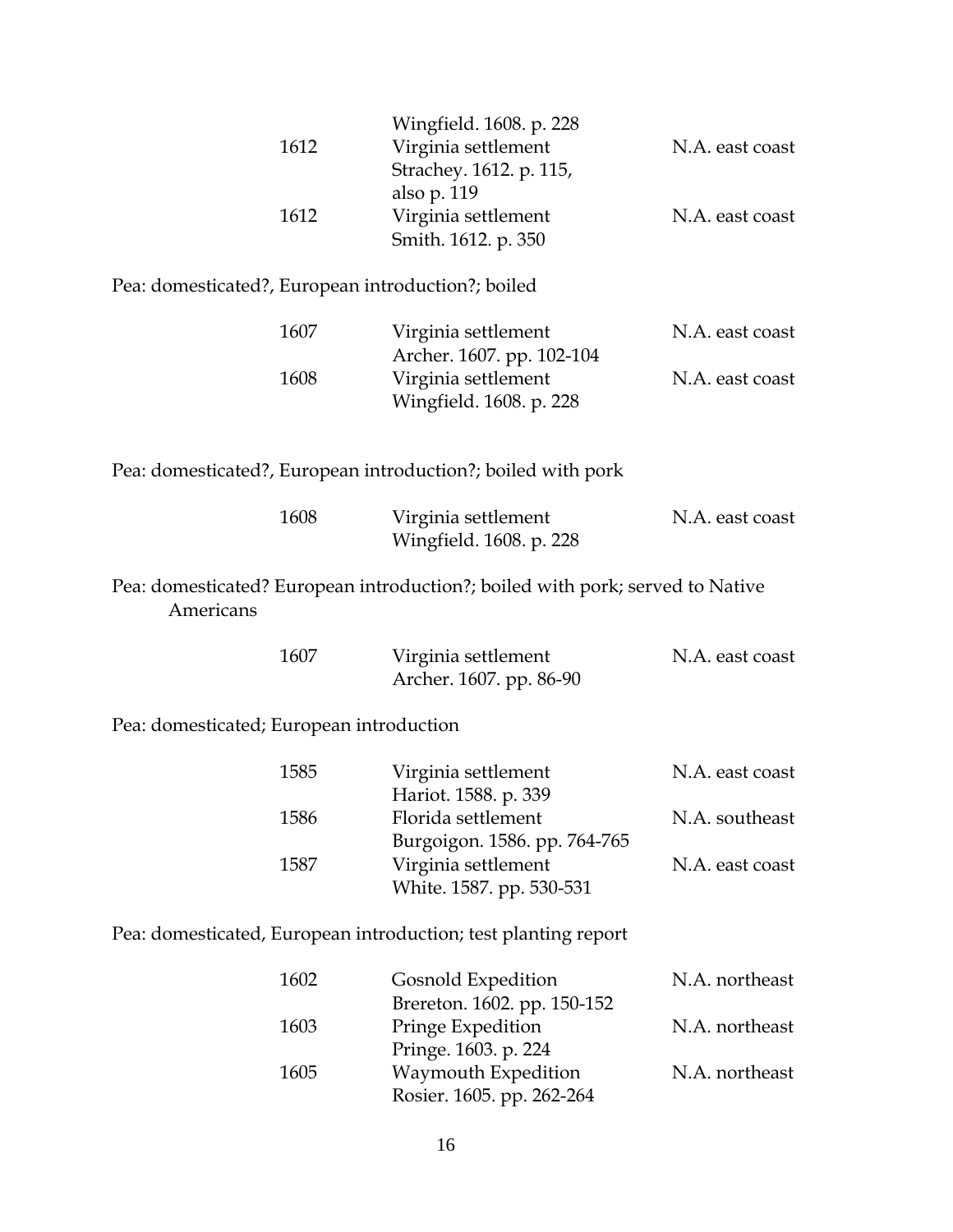| | | |
|---|---|---|
| | Wingfield. 1608. p. 228 | |
| 1612 | Virginia settlement<br>Strachey. 1612. p. 115, also p. 119 | N.A. east coast |
| 1612 | Virginia settlement<br>Smith. 1612. p. 350 | N.A. east coast |

Pea: domesticated?, European introduction?; boiled

| | | |
|---|---|---|
| 1607 | Virginia settlement<br>Archer. 1607. pp. 102-104 | N.A. east coast |
| 1608 | Virginia settlement<br>Wingfield. 1608. p. 228 | N.A. east coast |

Pea: domesticated?, European introduction?; boiled with pork

| | | |
|---|---|---|
| 1608 | Virginia settlement<br>Wingfield. 1608. p. 228 | N.A. east coast |

Pea: domesticated? European introduction?; boiled with pork; served to Native Americans

| | | |
|---|---|---|
| 1607 | Virginia settlement<br>Archer. 1607. pp. 86-90 | N.A. east coast |

Pea: domesticated; European introduction

| | | |
|---|---|---|
| 1585 | Virginia settlement<br>Hariot. 1588. p. 339 | N.A. east coast |
| 1586 | Florida settlement<br>Burgoigon. 1586. pp. 764-765 | N.A. southeast |
| 1587 | Virginia settlement<br>White. 1587. pp. 530-531 | N.A. east coast |

Pea: domesticated, European introduction; test planting report

| | | |
|---|---|---|
| 1602 | Gosnold Expedition<br>Brereton. 1602. pp. 150-152 | N.A. northeast |
| 1603 | Pringe Expedition<br>Pringe. 1603. p. 224 | N.A. northeast |
| 1605 | Waymouth Expedition<br>Rosier. 1605. pp. 262-264 | N.A. northeast |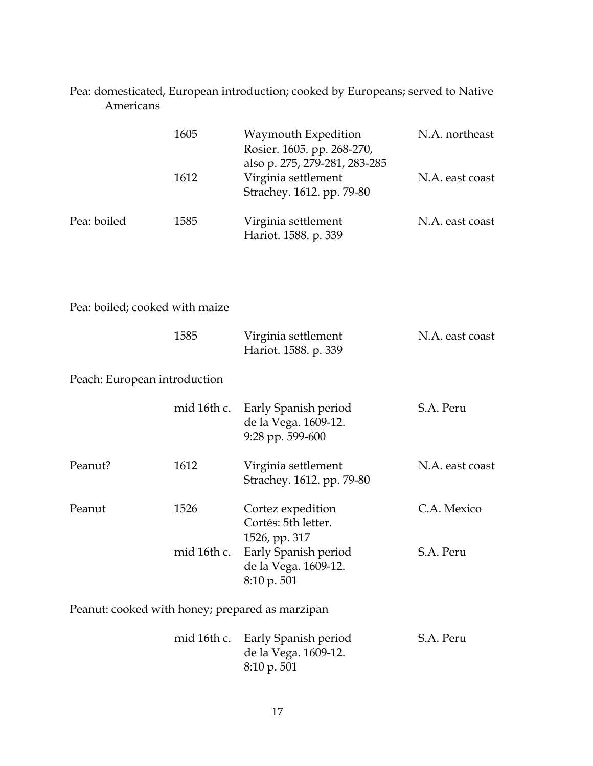Pea: domesticated, European introduction; cooked by Europeans; served to Native Americans

| | | | |
|---|---|---|---|
| | 1605 | Waymouth Expedition<br>Rosier. 1605. pp. 268-270,<br>also p. 275, 279-281, 283-285 | N.A. northeast |
| | 1612 | Virginia settlement<br>Strachey. 1612. pp. 79-80 | N.A. east coast |
| Pea: boiled | 1585 | Virginia settlement<br>Hariot. 1588. p. 339 | N.A. east coast |

Pea: boiled; cooked with maize

| | | | |
|---|---|---|---|
| | 1585 | Virginia settlement<br>Hariot. 1588. p. 339 | N.A. east coast |

Peach: European introduction

| | | | |
|---|---|---|---|
| | mid 16th c. | Early Spanish period<br>de la Vega. 1609-12.<br>9:28 pp. 599-600 | S.A. Peru |
| Peanut? | 1612 | Virginia settlement<br>Strachey. 1612. pp. 79-80 | N.A. east coast |
| Peanut | 1526 | Cortez expedition<br>Cortés: 5th letter.<br>1526, pp. 317 | C.A. Mexico |
| | mid 16th c. | Early Spanish period<br>de la Vega. 1609-12.<br>8:10 p. 501 | S.A. Peru |

Peanut: cooked with honey; prepared as marzipan

| | | | |
|---|---|---|---|
| | mid 16th c. | Early Spanish period<br>de la Vega. 1609-12.<br>8:10 p. 501 | S.A. Peru |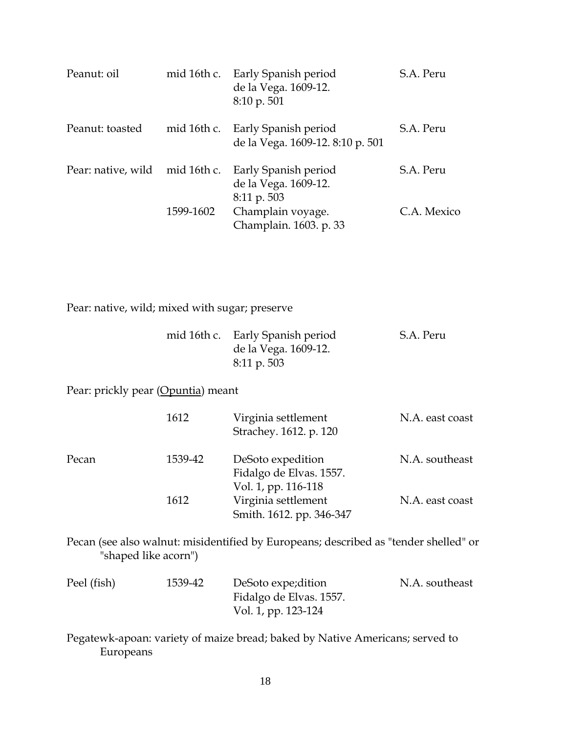| | | | |
|---|---|---|---|
| Peanut: oil | mid 16th c. | Early Spanish period<br>de la Vega. 1609-12.<br>8:10 p. 501 | S.A. Peru |
| Peanut: toasted | mid 16th c. | Early Spanish period<br>de la Vega. 1609-12. 8:10 p. 501 | S.A. Peru |
| Pear: native, wild | mid 16th c. | Early Spanish period<br>de la Vega. 1609-12.<br>8:11 p. 503 | S.A. Peru |
| | 1599-1602 | Champlain voyage.<br>Champlain. 1603. p. 33 | C.A. Mexico |

Pear: native, wild; mixed with sugar; preserve

| | | | |
|---|---|---|---|
| | mid 16th c. | Early Spanish period<br>de la Vega. 1609-12.<br>8:11 p. 503 | S.A. Peru |

Pear: prickly pear (Opuntia) meant

| | | | |
|---|---|---|---|
| | 1612 | Virginia settlement<br>Strachey. 1612. p. 120 | N.A. east coast |
| Pecan | 1539-42 | DeSoto expedition<br>Fidalgo de Elvas. 1557.<br>Vol. 1, pp. 116-118 | N.A. southeast |
| | 1612 | Virginia settlement<br>Smith. 1612. pp. 346-347 | N.A. east coast |

Pecan (see also walnut: misidentified by Europeans; described as "tender shelled" or "shaped like acorn")

| | | | |
|---|---|---|---|
| Peel (fish) | 1539-42 | DeSoto expe;dition<br>Fidalgo de Elvas. 1557.<br>Vol. 1, pp. 123-124 | N.A. southeast |

Pegatewk-apoan: variety of maize bread; baked by Native Americans; served to Europeans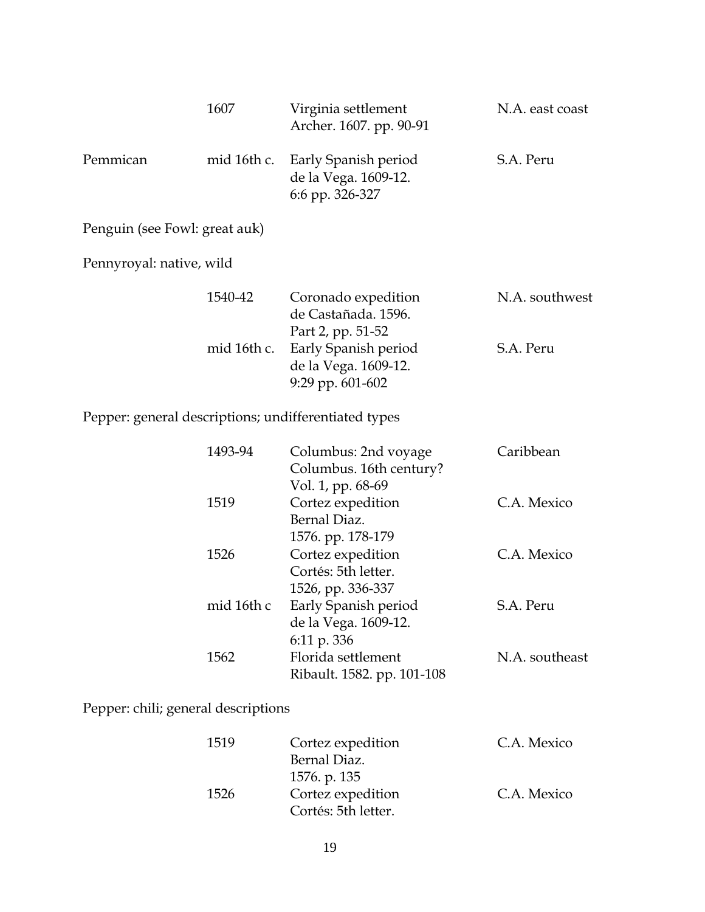| | 1607 | Virginia settlement<br>Archer. 1607. pp. 90-91 | N.A. east coast |
|---|---|---|---|
| Pemmican | mid 16th c. | Early Spanish period<br>de la Vega. 1609-12.<br>6:6 pp. 326-327 | S.A. Peru |

Penguin (see Fowl: great auk)

Pennyroyal: native, wild

| | | | |
|---|---|---|---|
| 1540-42 | Coronado expedition<br>de Castañada. 1596.<br>Part 2, pp. 51-52 | N.A. southwest |
| mid 16th c. | Early Spanish period<br>de la Vega. 1609-12.<br>9:29 pp. 601-602 | S.A. Peru |

Pepper: general descriptions; undifferentiated types

| | | |
|---|---|---|
| 1493-94 | Columbus: 2nd voyage<br>Columbus. 16th century?<br>Vol. 1, pp. 68-69 | Caribbean |
| 1519 | Cortez expedition<br>Bernal Diaz.<br>1576. pp. 178-179 | C.A. Mexico |
| 1526 | Cortez expedition<br>Cortés: 5th letter.<br>1526, pp. 336-337 | C.A. Mexico |
| mid 16th c | Early Spanish period<br>de la Vega. 1609-12.<br>6:11 p. 336 | S.A. Peru |
| 1562 | Florida settlement<br>Ribault. 1582. pp. 101-108 | N.A. southeast |

Pepper: chili; general descriptions

| | | |
|---|---|---|
| 1519 | Cortez expedition<br>Bernal Diaz.<br>1576. p. 135 | C.A. Mexico |
| 1526 | Cortez expedition<br>Cortés: 5th letter. | C.A. Mexico |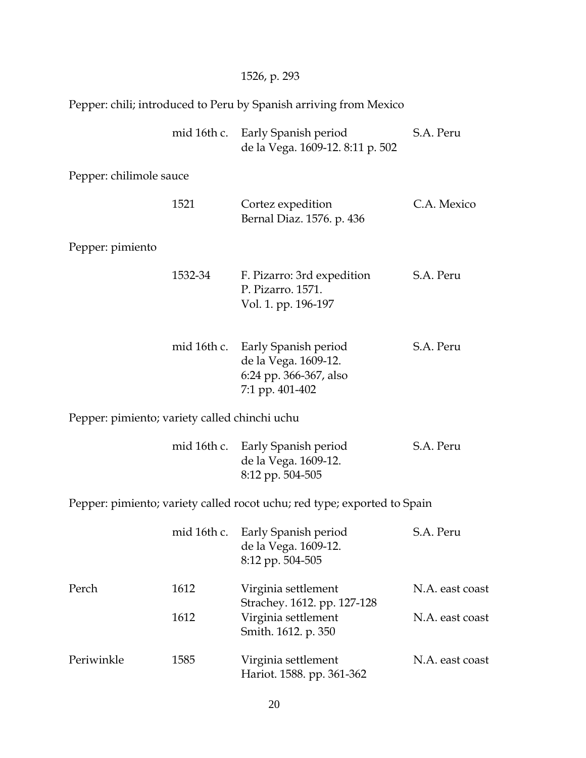1526, p. 293

Pepper: chili; introduced to Peru by Spanish arriving from Mexico

| | | | |
|---|---|---|---|
| | mid 16th c. | Early Spanish period<br>de la Vega. 1609-12. 8:11 p. 502 | S.A. Peru |

Pepper: chilimole sauce

| | | | |
|---|---|---|---|
| | 1521 | Cortez expedition<br>Bernal Diaz. 1576. p. 436 | C.A. Mexico |

Pepper: pimiento

| | | | |
|---|---|---|---|
| | 1532-34 | F. Pizarro: 3rd expedition<br>P. Pizarro. 1571.<br>Vol. 1. pp. 196-197 | S.A. Peru |
| | mid 16th c. | Early Spanish period<br>de la Vega. 1609-12.<br>6:24 pp. 366-367, also<br>7:1 pp. 401-402 | S.A. Peru |

Pepper: pimiento; variety called chinchi uchu

| | | | |
|---|---|---|---|
| | mid 16th c. | Early Spanish period<br>de la Vega. 1609-12.<br>8:12 pp. 504-505 | S.A. Peru |

Pepper: pimiento; variety called rocot uchu; red type; exported to Spain

| | | | |
|---|---|---|---|
| | mid 16th c. | Early Spanish period<br>de la Vega. 1609-12.<br>8:12 pp. 504-505 | S.A. Peru |
| Perch | 1612 | Virginia settlement<br>Strachey. 1612. pp. 127-128 | N.A. east coast |
| | 1612 | Virginia settlement<br>Smith. 1612. p. 350 | N.A. east coast |
| Periwinkle | 1585 | Virginia settlement<br>Hariot. 1588. pp. 361-362 | N.A. east coast |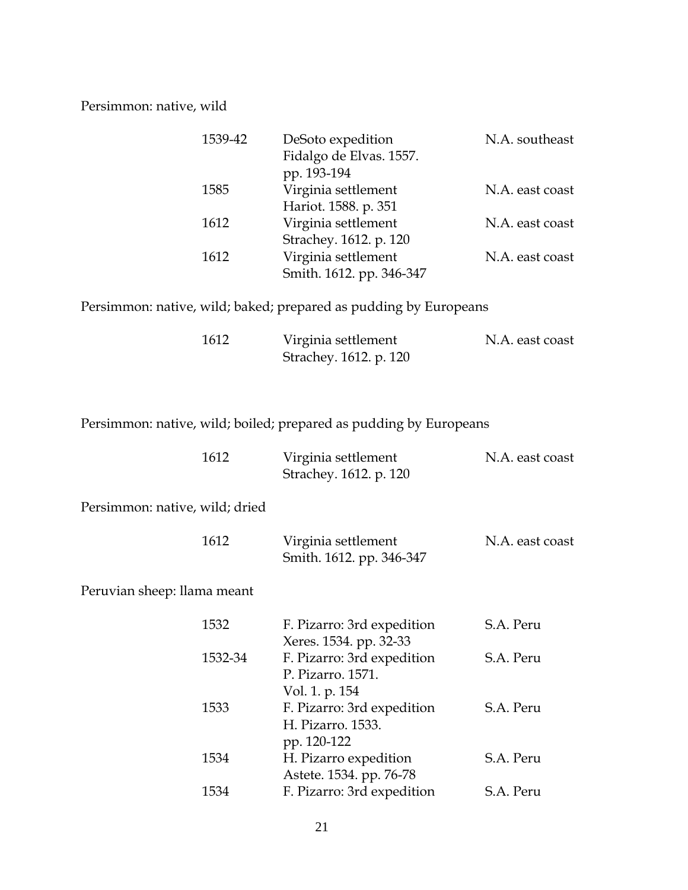Persimmon: native, wild

| | | |
|---|---|---|
| 1539-42 | DeSoto expedition<br>Fidalgo de Elvas. 1557.<br>pp. 193-194 | N.A. southeast |
| 1585 | Virginia settlement<br>Hariot. 1588. p. 351 | N.A. east coast |
| 1612 | Virginia settlement<br>Strachey. 1612. p. 120 | N.A. east coast |
| 1612 | Virginia settlement<br>Smith. 1612. pp. 346-347 | N.A. east coast |

Persimmon: native, wild; baked; prepared as pudding by Europeans

| | | |
|---|---|---|
| 1612 | Virginia settlement<br>Strachey. 1612. p. 120 | N.A. east coast |

Persimmon: native, wild; boiled; prepared as pudding by Europeans

| | | |
|---|---|---|
| 1612 | Virginia settlement<br>Strachey. 1612. p. 120 | N.A. east coast |

Persimmon: native, wild; dried

| | | |
|---|---|---|
| 1612 | Virginia settlement<br>Smith. 1612. pp. 346-347 | N.A. east coast |

Peruvian sheep: llama meant

| | | |
|---|---|---|
| 1532 | F. Pizarro: 3rd expedition<br>Xeres. 1534. pp. 32-33 | S.A. Peru |
| 1532-34 | F. Pizarro: 3rd expedition<br>P. Pizarro. 1571.<br>Vol. 1. p. 154 | S.A. Peru |
| 1533 | F. Pizarro: 3rd expedition<br>H. Pizarro. 1533.<br>pp. 120-122 | S.A. Peru |
| 1534 | H. Pizarro expedition<br>Astete. 1534. pp. 76-78 | S.A. Peru |
| 1534 | F. Pizarro: 3rd expedition | S.A. Peru |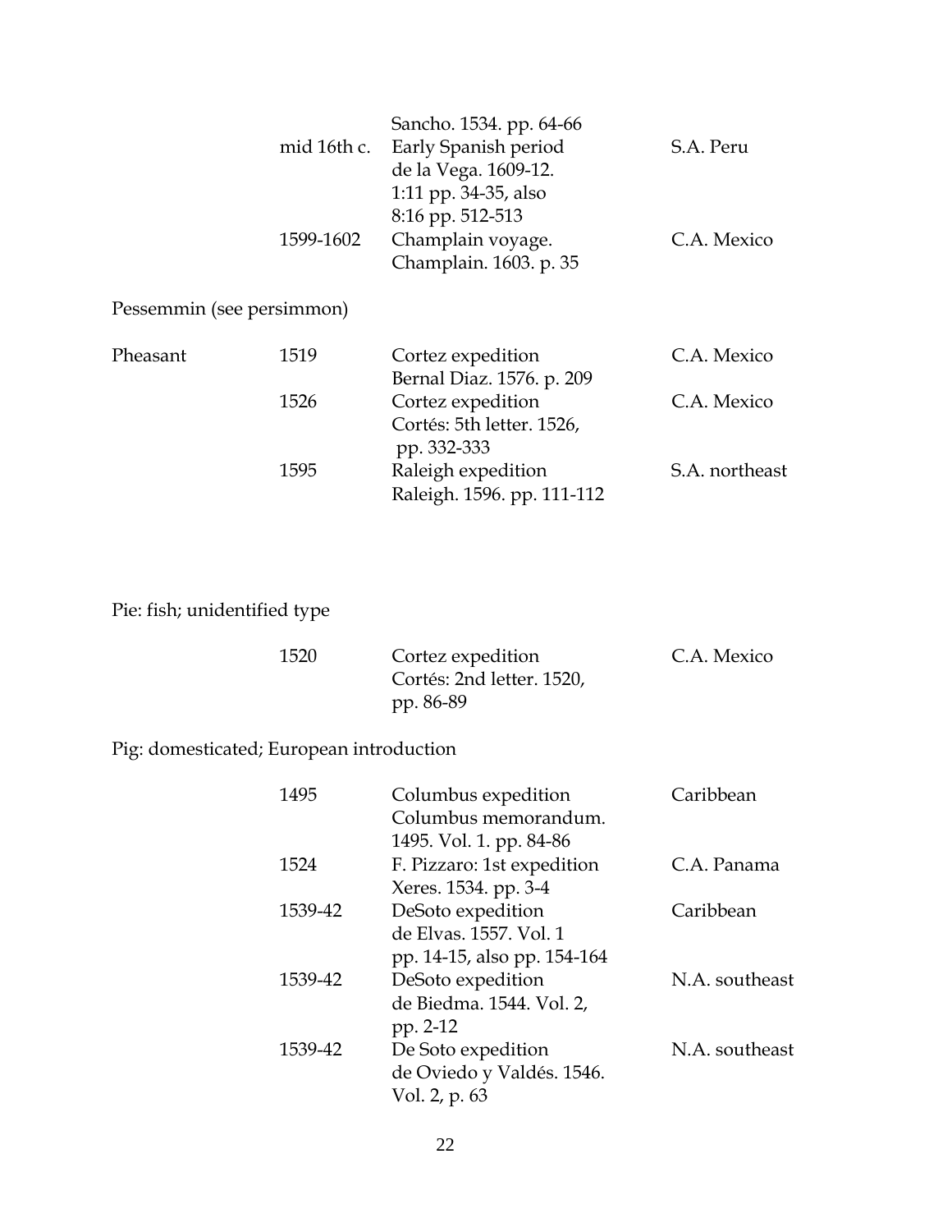| | | | |
|---|---|---|---|
| | mid 16th c. | Sancho. 1534. pp. 64-66<br>Early Spanish period<br>de la Vega. 1609-12.<br>1:11 pp. 34-35, also<br>8:16 pp. 512-513 | S.A. Peru |
| | 1599-1602 | Champlain voyage.<br>Champlain. 1603. p. 35 | C.A. Mexico |

Pessemmin (see persimmon)

| | | | |
|---|---|---|---|
| Pheasant | 1519 | Cortez expedition<br>Bernal Diaz. 1576. p. 209 | C.A. Mexico |
| | 1526 | Cortez expedition<br>Cortés: 5th letter. 1526,<br>pp. 332-333 | C.A. Mexico |
| | 1595 | Raleigh expedition<br>Raleigh. 1596. pp. 111-112 | S.A. northeast |

Pie: fish; unidentified type

| | | | |
|---|---|---|---|
| | 1520 | Cortez expedition<br>Cortés: 2nd letter. 1520,<br>pp. 86-89 | C.A. Mexico |

Pig: domesticated; European introduction

| | | | |
|---|---|---|---|
| | 1495 | Columbus expedition<br>Columbus memorandum.<br>1495. Vol. 1. pp. 84-86 | Caribbean |
| | 1524 | F. Pizzaro: 1st expedition<br>Xeres. 1534. pp. 3-4 | C.A. Panama |
| | 1539-42 | DeSoto expedition<br>de Elvas. 1557. Vol. 1<br>pp. 14-15, also pp. 154-164 | Caribbean |
| | 1539-42 | DeSoto expedition<br>de Biedma. 1544. Vol. 2,<br>pp. 2-12 | N.A. southeast |
| | 1539-42 | De Soto expedition<br>de Oviedo y Valdés. 1546.<br>Vol. 2, p. 63 | N.A. southeast |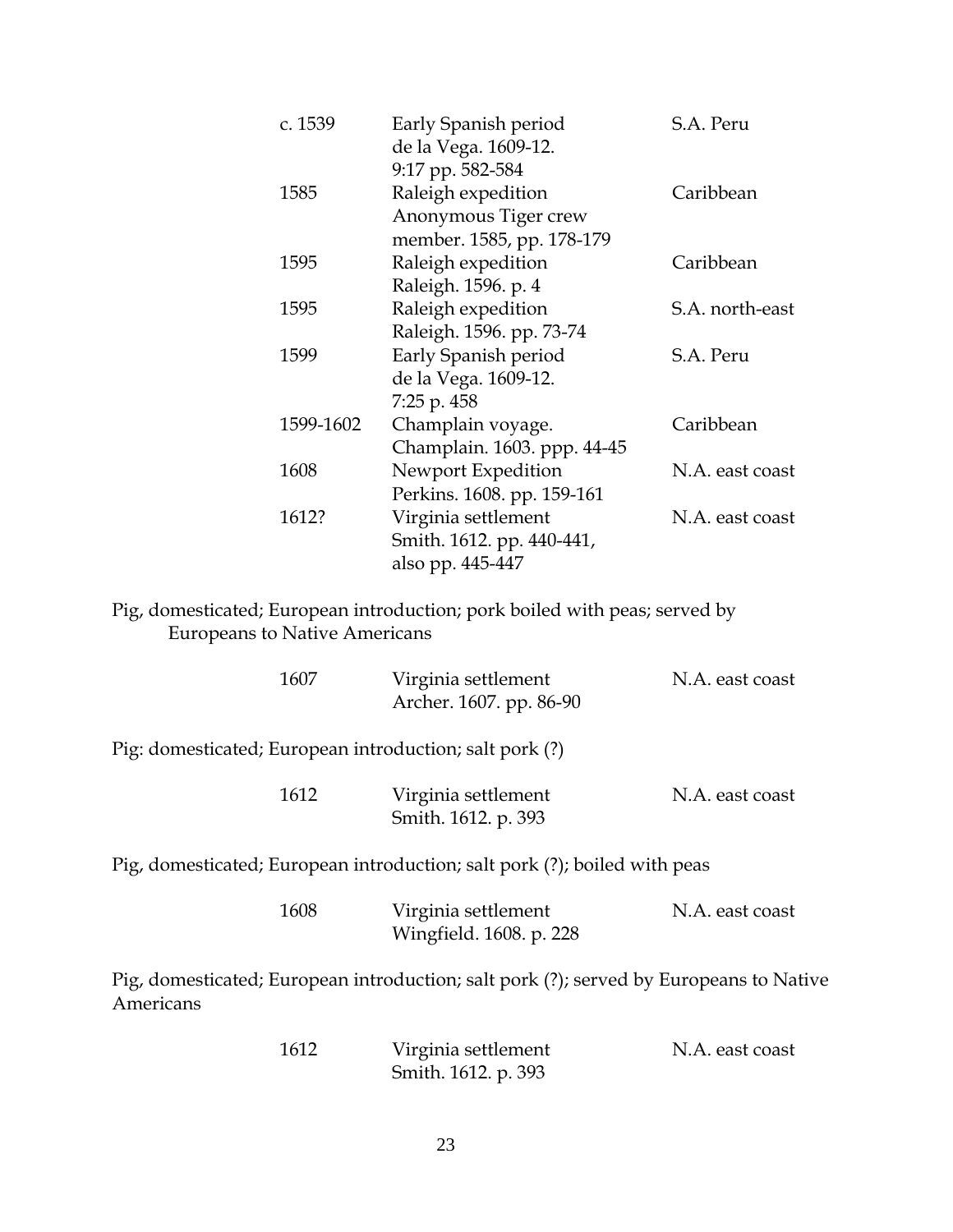| | | |
|---|---|---|
| c. 1539 | Early Spanish period<br>de la Vega. 1609-12.<br>9:17 pp. 582-584 | S.A. Peru |
| 1585 | Raleigh expedition<br>Anonymous Tiger crew member. 1585, pp. 178-179 | Caribbean |
| 1595 | Raleigh expedition<br>Raleigh. 1596. p. 4 | Caribbean |
| 1595 | Raleigh expedition<br>Raleigh. 1596. pp. 73-74 | S.A. north-east |
| 1599 | Early Spanish period<br>de la Vega. 1609-12.<br>7:25 p. 458 | S.A. Peru |
| 1599-1602 | Champlain voyage.<br>Champlain. 1603. ppp. 44-45 | Caribbean |
| 1608 | Newport Expedition<br>Perkins. 1608. pp. 159-161 | N.A. east coast |
| 1612? | Virginia settlement<br>Smith. 1612. pp. 440-441,<br>also pp. 445-447 | N.A. east coast |

Pig, domesticated; European introduction; pork boiled with peas; served by Europeans to Native Americans

| | | |
|---|---|---|
| 1607 | Virginia settlement<br>Archer. 1607. pp. 86-90 | N.A. east coast |

Pig: domesticated; European introduction; salt pork (?)

| | | |
|---|---|---|
| 1612 | Virginia settlement<br>Smith. 1612. p. 393 | N.A. east coast |

Pig, domesticated; European introduction; salt pork (?); boiled with peas

| | | |
|---|---|---|
| 1608 | Virginia settlement<br>Wingfield. 1608. p. 228 | N.A. east coast |

Pig, domesticated; European introduction; salt pork (?); served by Europeans to Native Americans

| | | |
|---|---|---|
| 1612 | Virginia settlement<br>Smith. 1612. p. 393 | N.A. east coast |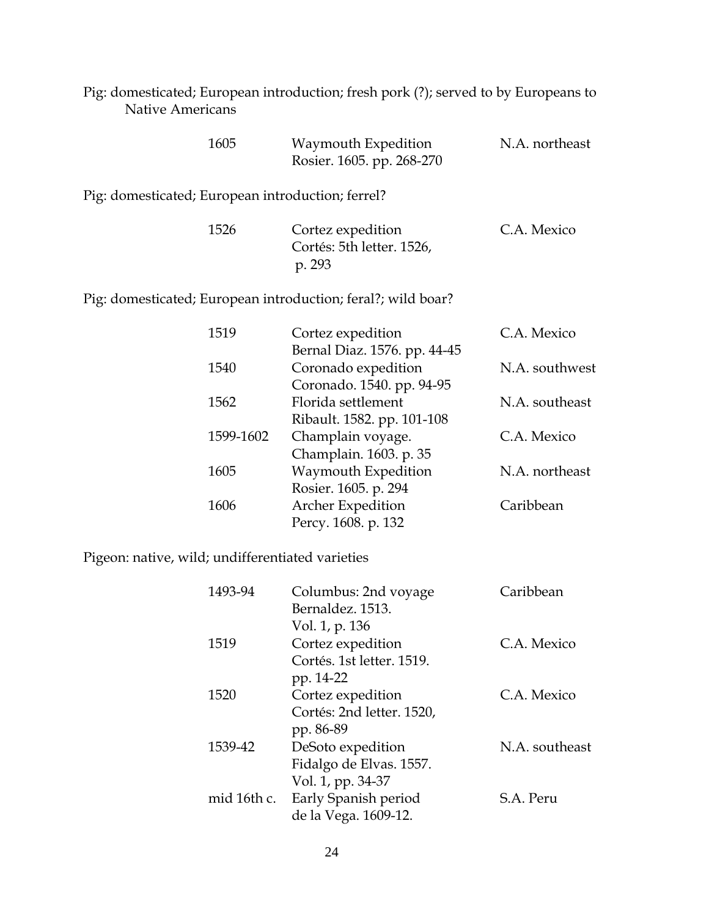Pig: domesticated; European introduction; fresh pork (?); served to by Europeans to Native Americans

| | | |
|---|---|---|
| 1605 | Waymouth Expedition<br>Rosier. 1605. pp. 268-270 | N.A. northeast |

Pig: domesticated; European introduction; ferrel?

| | | |
|---|---|---|
| 1526 | Cortez expedition<br>Cortés: 5th letter. 1526, p. 293 | C.A. Mexico |

Pig: domesticated; European introduction; feral?; wild boar?

| | | |
|---|---|---|
| 1519 | Cortez expedition<br>Bernal Diaz. 1576. pp. 44-45 | C.A. Mexico |
| 1540 | Coronado expedition<br>Coronado. 1540. pp. 94-95 | N.A. southwest |
| 1562 | Florida settlement<br>Ribault. 1582. pp. 101-108 | N.A. southeast |
| 1599-1602 | Champlain voyage.<br>Champlain. 1603. p. 35 | C.A. Mexico |
| 1605 | Waymouth Expedition<br>Rosier. 1605. p. 294 | N.A. northeast |
| 1606 | Archer Expedition<br>Percy. 1608. p. 132 | Caribbean |

Pigeon: native, wild; undifferentiated varieties

| | | |
|---|---|---|
| 1493-94 | Columbus: 2nd voyage<br>Bernaldez. 1513.<br>Vol. 1, p. 136 | Caribbean |
| 1519 | Cortez expedition<br>Cortés. 1st letter. 1519.<br>pp. 14-22 | C.A. Mexico |
| 1520 | Cortez expedition<br>Cortés: 2nd letter. 1520,<br>pp. 86-89 | C.A. Mexico |
| 1539-42 | DeSoto expedition<br>Fidalgo de Elvas. 1557.<br>Vol. 1, pp. 34-37 | N.A. southeast |
| mid 16th c. | Early Spanish period<br>de la Vega. 1609-12. | S.A. Peru |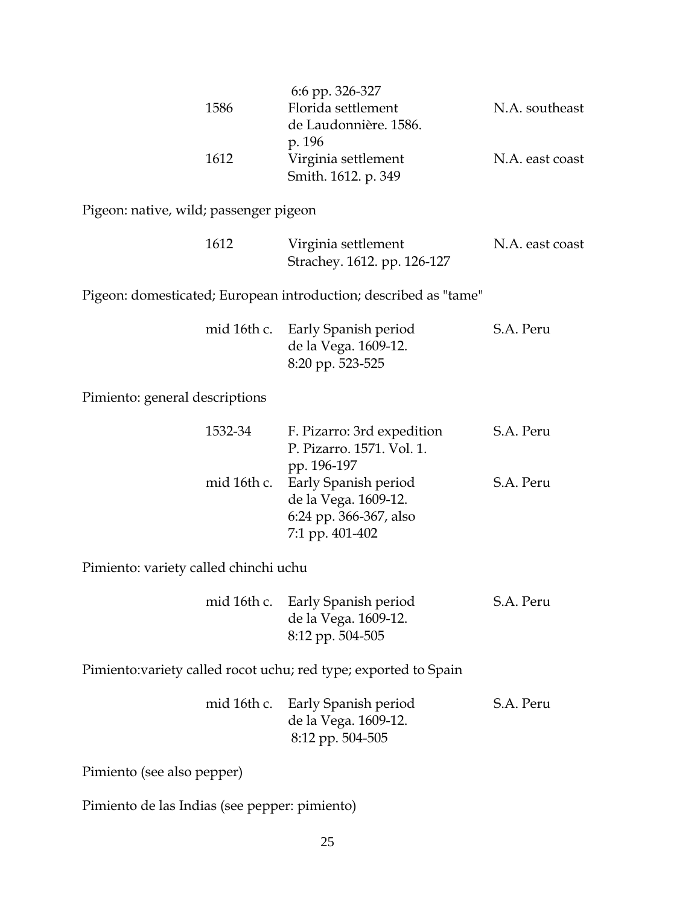| | | |
|---|---|---|
| | 6:6 pp. 326-327 | |
| 1586 | Florida settlement<br>de Laudonnière. 1586.<br>p. 196 | N.A. southeast |
| 1612 | Virginia settlement<br>Smith. 1612. p. 349 | N.A. east coast |

Pigeon: native, wild; passenger pigeon

| | | |
|---|---|---|
| 1612 | Virginia settlement<br>Strachey. 1612. pp. 126-127 | N.A. east coast |

Pigeon: domesticated; European introduction; described as "tame"

| | | |
|---|---|---|
| mid 16th c. | Early Spanish period<br>de la Vega. 1609-12.<br>8:20 pp. 523-525 | S.A. Peru |

Pimiento: general descriptions

| | | |
|---|---|---|
| 1532-34 | F. Pizarro: 3rd expedition<br>P. Pizarro. 1571. Vol. 1.<br>pp. 196-197 | S.A. Peru |
| mid 16th c. | Early Spanish period<br>de la Vega. 1609-12.<br>6:24 pp. 366-367, also<br>7:1 pp. 401-402 | S.A. Peru |

Pimiento: variety called chinchi uchu

| | | |
|---|---|---|
| mid 16th c. | Early Spanish period<br>de la Vega. 1609-12.<br>8:12 pp. 504-505 | S.A. Peru |

Pimiento:variety called rocot uchu; red type; exported to Spain

| | | |
|---|---|---|
| mid 16th c. | Early Spanish period<br>de la Vega. 1609-12.<br>8:12 pp. 504-505 | S.A. Peru |

Pimiento (see also pepper)

Pimiento de las Indias (see pepper: pimiento)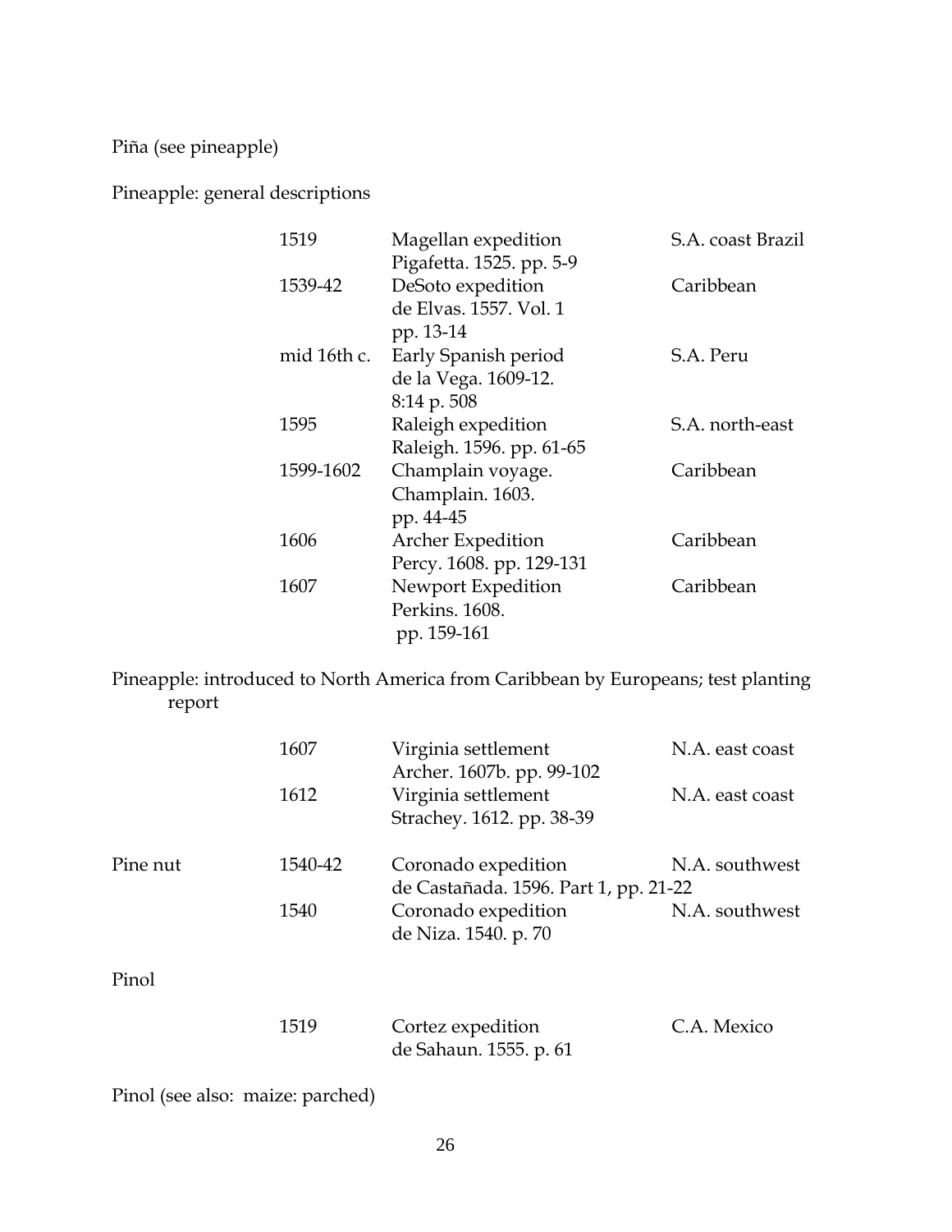Piña (see pineapple)

Pineapple: general descriptions

| | Date | Source | Region |
|---|---|---|---|
| | 1519 | Magellan expedition Pigafetta. 1525. pp. 5-9 | S.A. coast Brazil |
| | 1539-42 | DeSoto expedition de Elvas. 1557. Vol. 1 pp. 13-14 | Caribbean |
| | mid 16th c. | Early Spanish period de la Vega. 1609-12. 8:14 p. 508 | S.A. Peru |
| | 1595 | Raleigh expedition Raleigh. 1596. pp. 61-65 | S.A. north-east |
| | 1599-1602 | Champlain voyage. Champlain. 1603. pp. 44-45 | Caribbean |
| | 1606 | Archer Expedition Percy. 1608. pp. 129-131 | Caribbean |
| | 1607 | Newport Expedition Perkins. 1608. pp. 159-161 | Caribbean |

Pineapple: introduced to North America from Caribbean by Europeans; test planting report

| | Date | Source | Region |
|---|---|---|---|
| | 1607 | Virginia settlement Archer. 1607b. pp. 99-102 | N.A. east coast |
| | 1612 | Virginia settlement Strachey. 1612. pp. 38-39 | N.A. east coast |
| Pine nut | 1540-42 | Coronado expedition de Castañada. 1596. Part 1, pp. 21-22 | N.A. southwest |
| | 1540 | Coronado expedition de Niza. 1540. p. 70 | N.A. southwest |

Pinol

| | Date | Source | Region |
|---|---|---|---|
| | 1519 | Cortez expedition de Sahaun. 1555. p. 61 | C.A. Mexico |

Pinol (see also: maize: parched)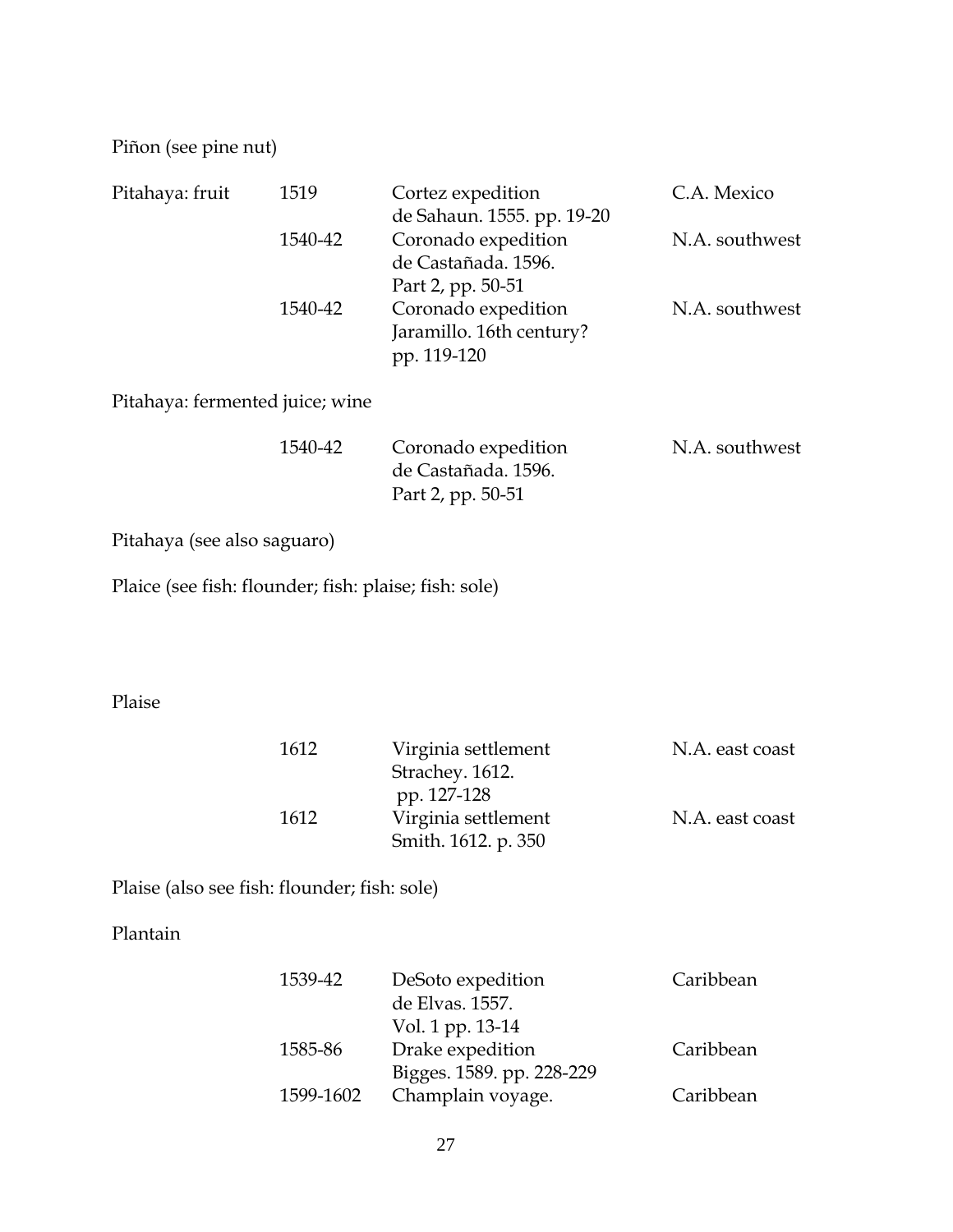Piñon (see pine nut)

| Pitahaya: fruit | 1519 | Cortez expedition<br>de Sahaun. 1555. pp. 19-20 | C.A. Mexico |
|---|---|---|---|
| | 1540-42 | Coronado expedition<br>de Castañada. 1596.<br>Part 2, pp. 50-51 | N.A. southwest |
| | 1540-42 | Coronado expedition<br>Jaramillo. 16th century?<br>pp. 119-120 | N.A. southwest |

Pitahaya: fermented juice; wine

| | 1540-42 | Coronado expedition<br>de Castañada. 1596.<br>Part 2, pp. 50-51 | N.A. southwest |
|---|---|---|---|

Pitahaya (see also saguaro)

Plaice (see fish: flounder; fish: plaise; fish: sole)

Plaise

| | 1612 | Virginia settlement<br>Strachey. 1612.<br>pp. 127-128 | N.A. east coast |
|---|---|---|---|
| | 1612 | Virginia settlement<br>Smith. 1612. p. 350 | N.A. east coast |

Plaise (also see fish: flounder; fish: sole)

Plantain

| | 1539-42 | DeSoto expedition<br>de Elvas. 1557.<br>Vol. 1 pp. 13-14 | Caribbean |
|---|---|---|---|
| | 1585-86 | Drake expedition<br>Bigges. 1589. pp. 228-229 | Caribbean |
| | 1599-1602 | Champlain voyage. | Caribbean |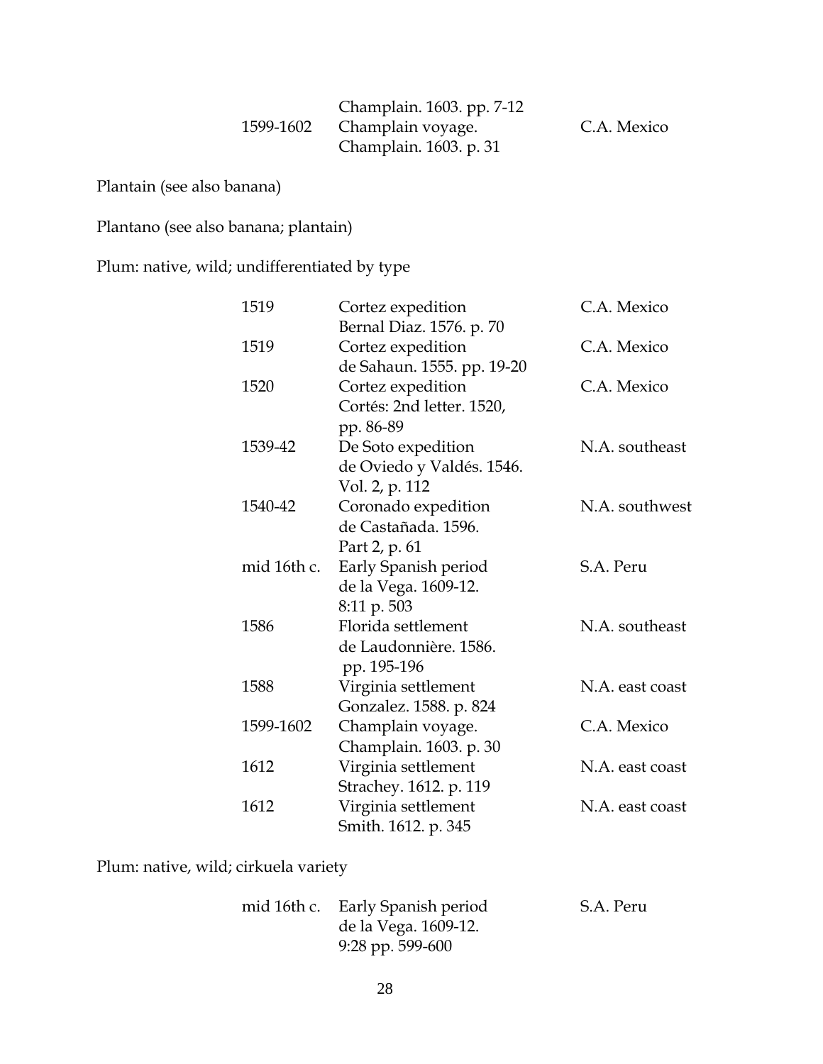| | | |
|---|---|---|
| | Champlain. 1603. pp. 7-12 | |
| 1599-1602 | Champlain voyage. Champlain. 1603. p. 31 | C.A. Mexico |

Plantain (see also banana)

Plantano (see also banana; plantain)

Plum: native, wild; undifferentiated by type

| | | |
|---|---|---|
| 1519 | Cortez expedition Bernal Diaz. 1576. p. 70 | C.A. Mexico |
| 1519 | Cortez expedition de Sahaun. 1555. pp. 19-20 | C.A. Mexico |
| 1520 | Cortez expedition Cortés: 2nd letter. 1520, pp. 86-89 | C.A. Mexico |
| 1539-42 | De Soto expedition de Oviedo y Valdés. 1546. Vol. 2, p. 112 | N.A. southeast |
| 1540-42 | Coronado expedition de Castañada. 1596. Part 2, p. 61 | N.A. southwest |
| mid 16th c. | Early Spanish period de la Vega. 1609-12. 8:11 p. 503 | S.A. Peru |
| 1586 | Florida settlement de Laudonnière. 1586. pp. 195-196 | N.A. southeast |
| 1588 | Virginia settlement Gonzalez. 1588. p. 824 | N.A. east coast |
| 1599-1602 | Champlain voyage. Champlain. 1603. p. 30 | C.A. Mexico |
| 1612 | Virginia settlement Strachey. 1612. p. 119 | N.A. east coast |
| 1612 | Virginia settlement Smith. 1612. p. 345 | N.A. east coast |

Plum: native, wild; cirkuela variety

| | | |
|---|---|---|
| mid 16th c. | Early Spanish period de la Vega. 1609-12. 9:28 pp. 599-600 | S.A. Peru |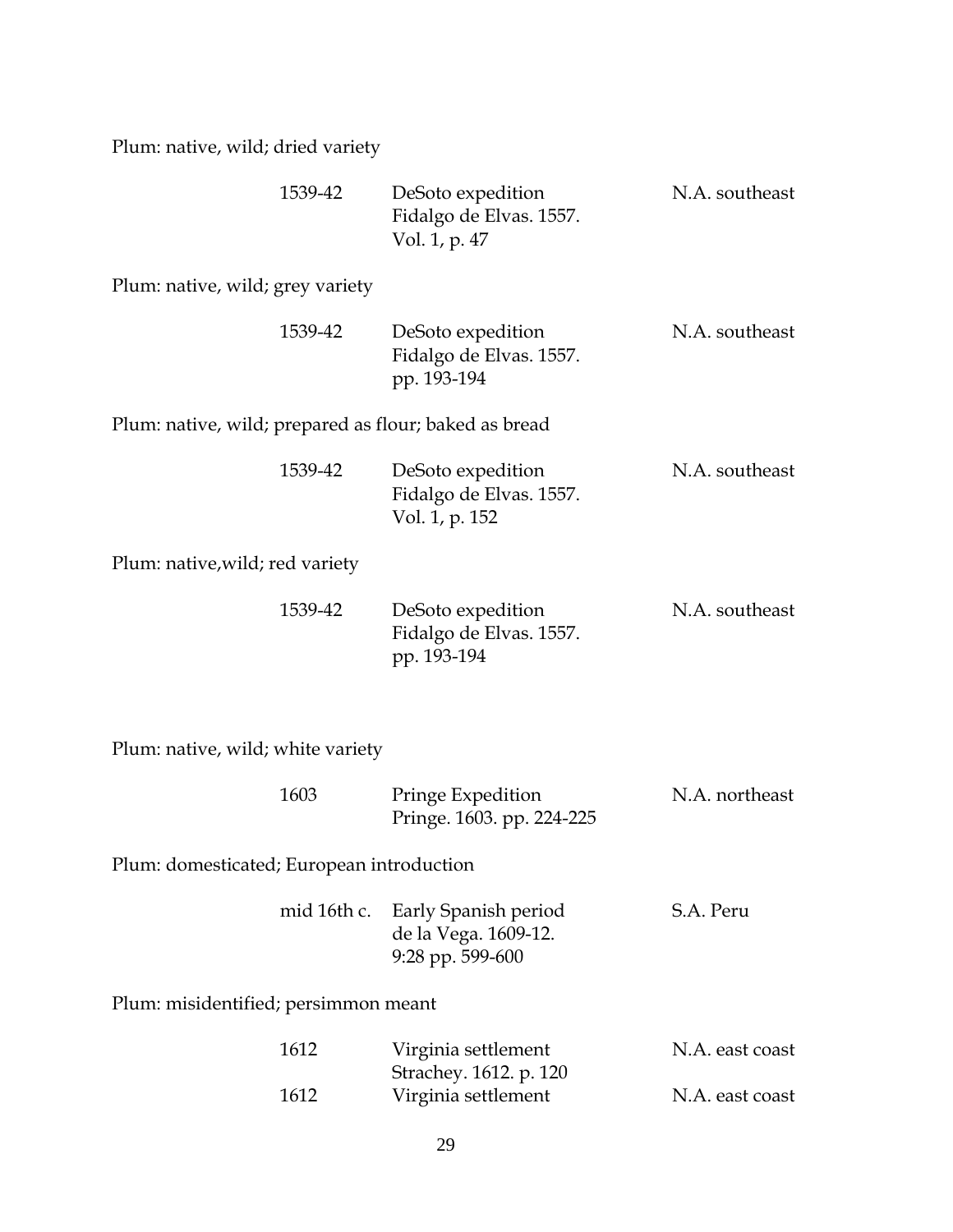Plum: native, wild; dried variety

| | | |
|---|---|---|
| 1539-42 | DeSoto expedition<br>Fidalgo de Elvas. 1557.<br>Vol. 1, p. 47 | N.A. southeast |

Plum: native, wild; grey variety

| | | |
|---|---|---|
| 1539-42 | DeSoto expedition<br>Fidalgo de Elvas. 1557.<br>pp. 193-194 | N.A. southeast |

Plum: native, wild; prepared as flour; baked as bread

| | | |
|---|---|---|
| 1539-42 | DeSoto expedition<br>Fidalgo de Elvas. 1557.<br>Vol. 1, p. 152 | N.A. southeast |

Plum: native,wild; red variety

| | | |
|---|---|---|
| 1539-42 | DeSoto expedition<br>Fidalgo de Elvas. 1557.<br>pp. 193-194 | N.A. southeast |

Plum: native, wild; white variety

| | | |
|---|---|---|
| 1603 | Pringe Expedition<br>Pringe. 1603. pp. 224-225 | N.A. northeast |

Plum: domesticated; European introduction

| | | |
|---|---|---|
| mid 16th c. | Early Spanish period<br>de la Vega. 1609-12.<br>9:28 pp. 599-600 | S.A. Peru |

Plum: misidentified; persimmon meant

| | | |
|---|---|---|
| 1612 | Virginia settlement<br>Strachey. 1612. p. 120 | N.A. east coast |
| 1612 | Virginia settlement | N.A. east coast |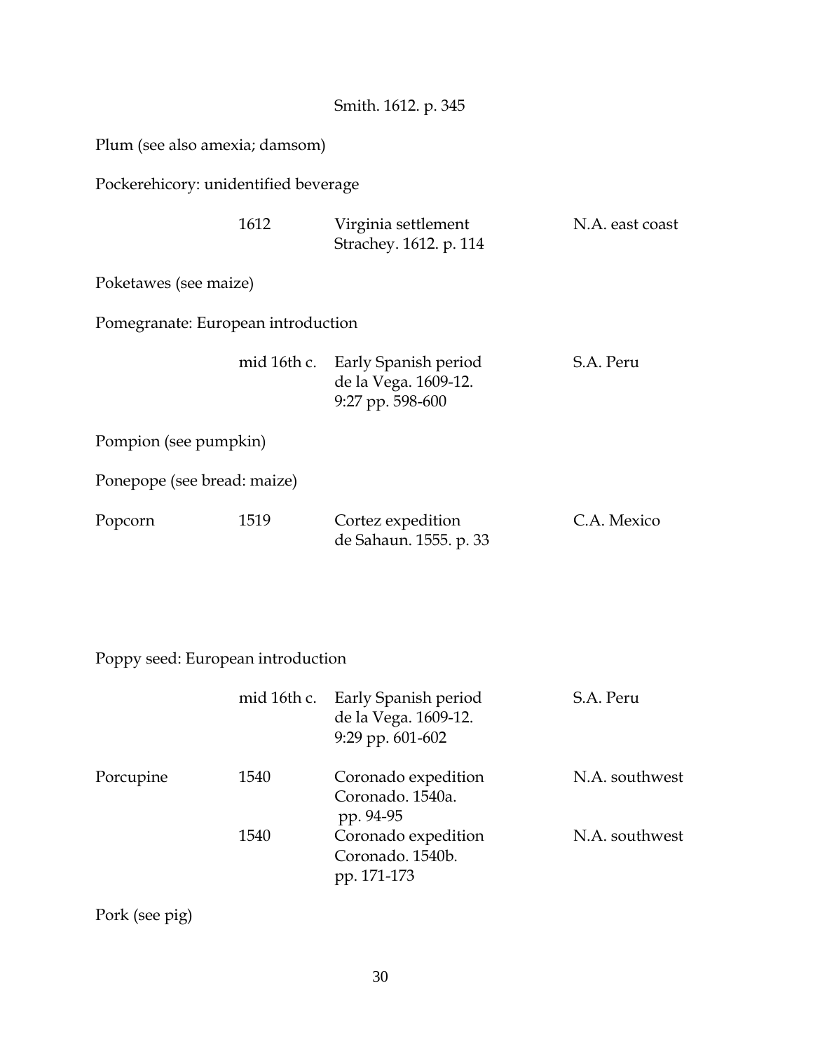Smith. 1612. p. 345

Plum (see also amexia; damsom)

Pockerehicory: unidentified beverage

| | | | |
|---|---|---|---|
| | 1612 | Virginia settlement<br>Strachey. 1612. p. 114 | N.A. east coast |

Poketawes (see maize)

Pomegranate: European introduction

| | | | |
|---|---|---|---|
| | mid 16th c. | Early Spanish period<br>de la Vega. 1609-12.<br>9:27 pp. 598-600 | S.A. Peru |

Pompion (see pumpkin)

Ponepope (see bread: maize)

| | | | |
|---|---|---|---|
| Popcorn | 1519 | Cortez expedition<br>de Sahaun. 1555. p. 33 | C.A. Mexico |

Poppy seed: European introduction

| | | | |
|---|---|---|---|
| | mid 16th c. | Early Spanish period<br>de la Vega. 1609-12.<br>9:29 pp. 601-602 | S.A. Peru |
| Porcupine | 1540 | Coronado expedition<br>Coronado. 1540a.<br>pp. 94-95 | N.A. southwest |
| | 1540 | Coronado expedition<br>Coronado. 1540b.<br>pp. 171-173 | N.A. southwest |

Pork (see pig)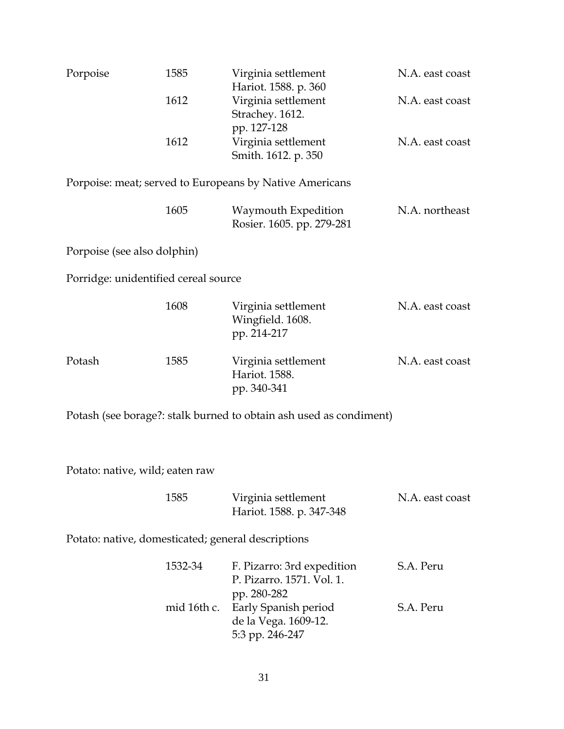| | | | |
|---|---|---|---|
| Porpoise | 1585 | Virginia settlement<br>Hariot. 1588. p. 360 | N.A. east coast |
| | 1612 | Virginia settlement<br>Strachey. 1612.<br>pp. 127-128 | N.A. east coast |
| | 1612 | Virginia settlement<br>Smith. 1612. p. 350 | N.A. east coast |

Porpoise: meat; served to Europeans by Native Americans

| | | | |
|---|---|---|---|
| | 1605 | Waymouth Expedition<br>Rosier. 1605. pp. 279-281 | N.A. northeast |

Porpoise (see also dolphin)

Porridge: unidentified cereal source

| | | | |
|---|---|---|---|
| | 1608 | Virginia settlement<br>Wingfield. 1608.<br>pp. 214-217 | N.A. east coast |
| Potash | 1585 | Virginia settlement<br>Hariot. 1588.<br>pp. 340-341 | N.A. east coast |

Potash (see borage?: stalk burned to obtain ash used as condiment)

Potato: native, wild; eaten raw

| | | | |
|---|---|---|---|
| | 1585 | Virginia settlement<br>Hariot. 1588. p. 347-348 | N.A. east coast |

Potato: native, domesticated; general descriptions

| | | | |
|---|---|---|---|
| | 1532-34 | F. Pizarro: 3rd expedition<br>P. Pizarro. 1571. Vol. 1.<br>pp. 280-282 | S.A. Peru |
| | mid 16th c. | Early Spanish period<br>de la Vega. 1609-12.<br>5:3 pp. 246-247 | S.A. Peru |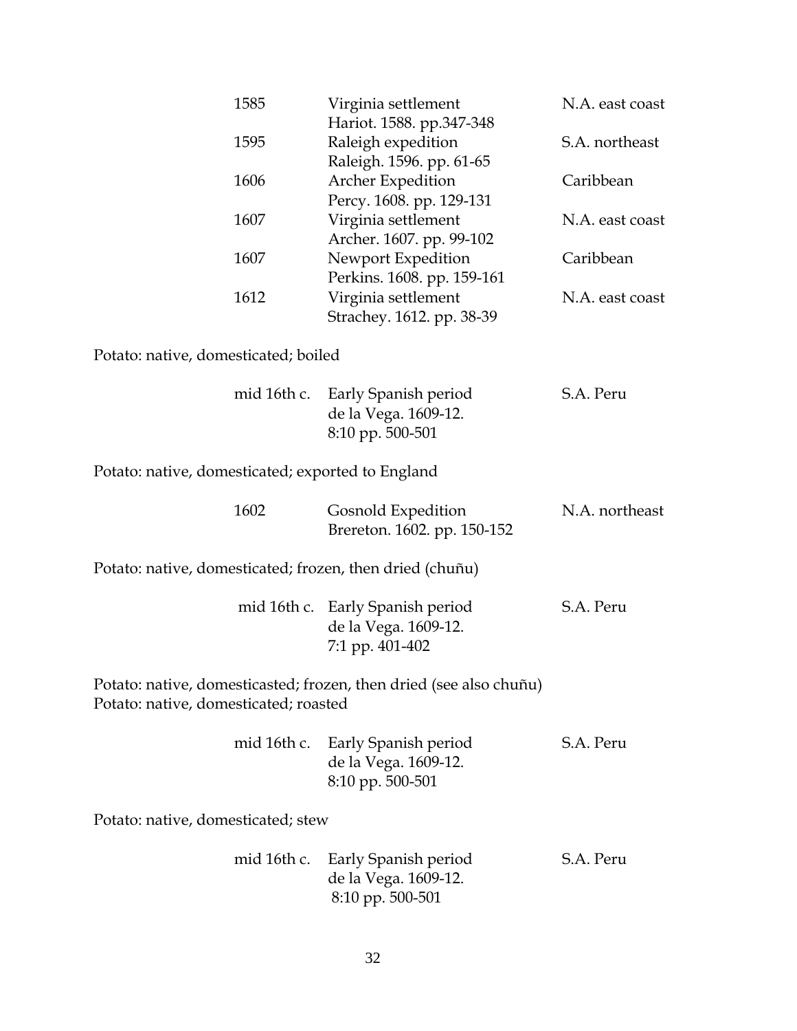| | | |
|---|---|---|
| 1585 | Virginia settlement<br>Hariot. 1588. pp.347-348 | N.A. east coast |
| 1595 | Raleigh expedition<br>Raleigh. 1596. pp. 61-65 | S.A. northeast |
| 1606 | Archer Expedition<br>Percy. 1608. pp. 129-131 | Caribbean |
| 1607 | Virginia settlement<br>Archer. 1607. pp. 99-102 | N.A. east coast |
| 1607 | Newport Expedition<br>Perkins. 1608. pp. 159-161 | Caribbean |
| 1612 | Virginia settlement<br>Strachey. 1612. pp. 38-39 | N.A. east coast |

Potato: native, domesticated; boiled

| | | |
|---|---|---|
| mid 16th c. | Early Spanish period<br>de la Vega. 1609-12.<br>8:10 pp. 500-501 | S.A. Peru |

Potato: native, domesticated; exported to England

| | | |
|---|---|---|
| 1602 | Gosnold Expedition<br>Brereton. 1602. pp. 150-152 | N.A. northeast |

Potato: native, domesticated; frozen, then dried (chuñu)

| | | |
|---|---|---|
| mid 16th c. | Early Spanish period<br>de la Vega. 1609-12.<br>7:1 pp. 401-402 | S.A. Peru |

Potato: native, domesticasted; frozen, then dried (see also chuñu)

Potato: native, domesticated; roasted

| | | |
|---|---|---|
| mid 16th c. | Early Spanish period<br>de la Vega. 1609-12.<br>8:10 pp. 500-501 | S.A. Peru |

Potato: native, domesticated; stew

| | | |
|---|---|---|
| mid 16th c. | Early Spanish period<br>de la Vega. 1609-12.<br>8:10 pp. 500-501 | S.A. Peru |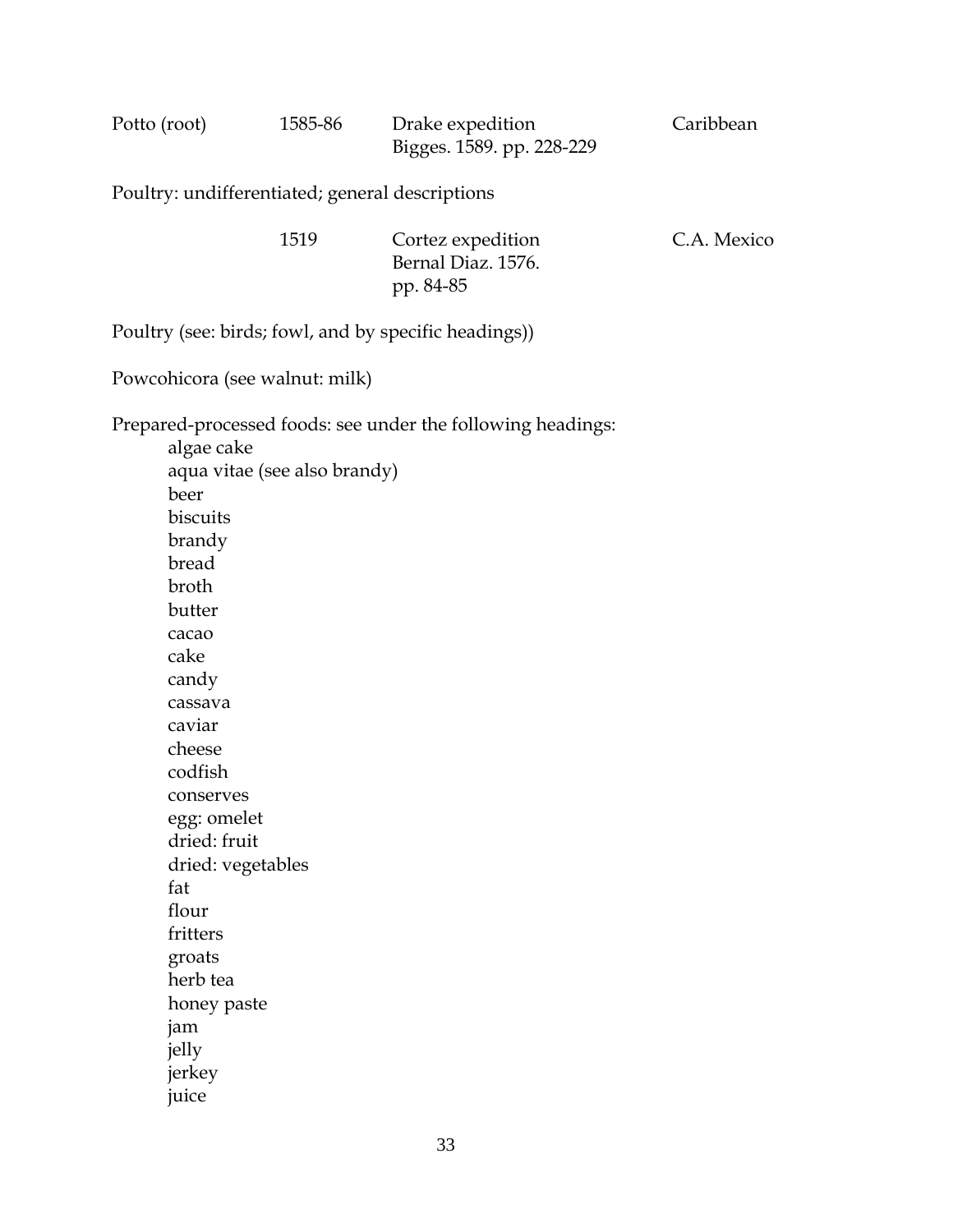| | | | |
|---|---|---|---|
| Potto (root) | 1585-86 | Drake expedition<br>Bigges. 1589. pp. 228-229 | Caribbean |

Poultry: undifferentiated; general descriptions

| | | | |
|---|---|---|---|
| | 1519 | Cortez expedition<br>Bernal Diaz. 1576.<br>pp. 84-85 | C.A. Mexico |

Poultry (see: birds; fowl, and by specific headings))

Powcohicora (see walnut: milk)

Prepared-processed foods: see under the following headings:

- algae cake
- aqua vitae (see also brandy)
- beer
- biscuits
- brandy
- bread
- broth
- butter
- cacao
- cake
- candy
- cassava
- caviar
- cheese
- codfish
- conserves
- egg: omelet
- dried: fruit
- dried: vegetables
- fat
- flour
- fritters
- groats
- herb tea
- honey paste
- jam
- jelly
- jerkey
- juice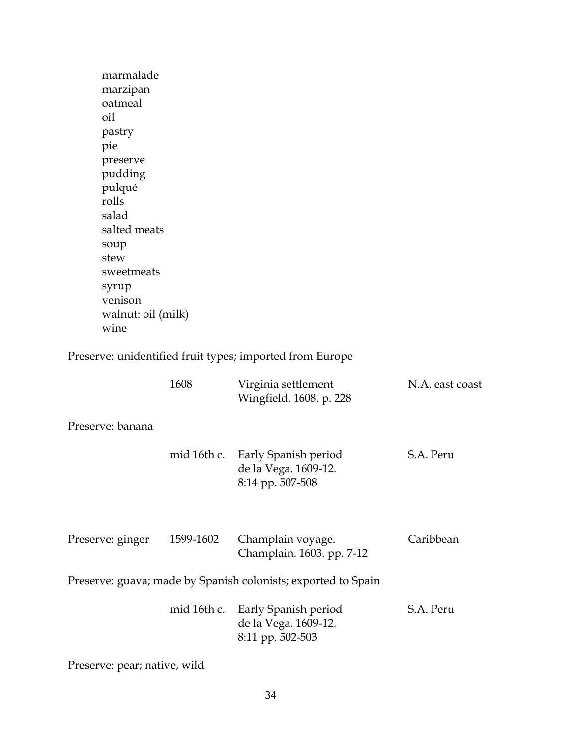marmalade
marzipan
oatmeal
oil
pastry
pie
preserve
pudding
pulqué
rolls
salad
salted meats
soup
stew
sweetmeats
syrup
venison
walnut: oil (milk)
wine

Preserve: unidentified fruit types; imported from Europe

| | | | |
|---|---|---|---|
| | 1608 | Virginia settlement<br>Wingfield. 1608. p. 228 | N.A. east coast |

Preserve: banana

| | | | |
|---|---|---|---|
| | mid 16th c. | Early Spanish period<br>de la Vega. 1609-12.<br>8:14 pp. 507-508 | S.A. Peru |
| Preserve: ginger | 1599-1602 | Champlain voyage.<br>Champlain. 1603. pp. 7-12 | Caribbean |

Preserve: guava; made by Spanish colonists; exported to Spain

| | | | |
|---|---|---|---|
| | mid 16th c. | Early Spanish period<br>de la Vega. 1609-12.<br>8:11 pp. 502-503 | S.A. Peru |

Preserve: pear; native, wild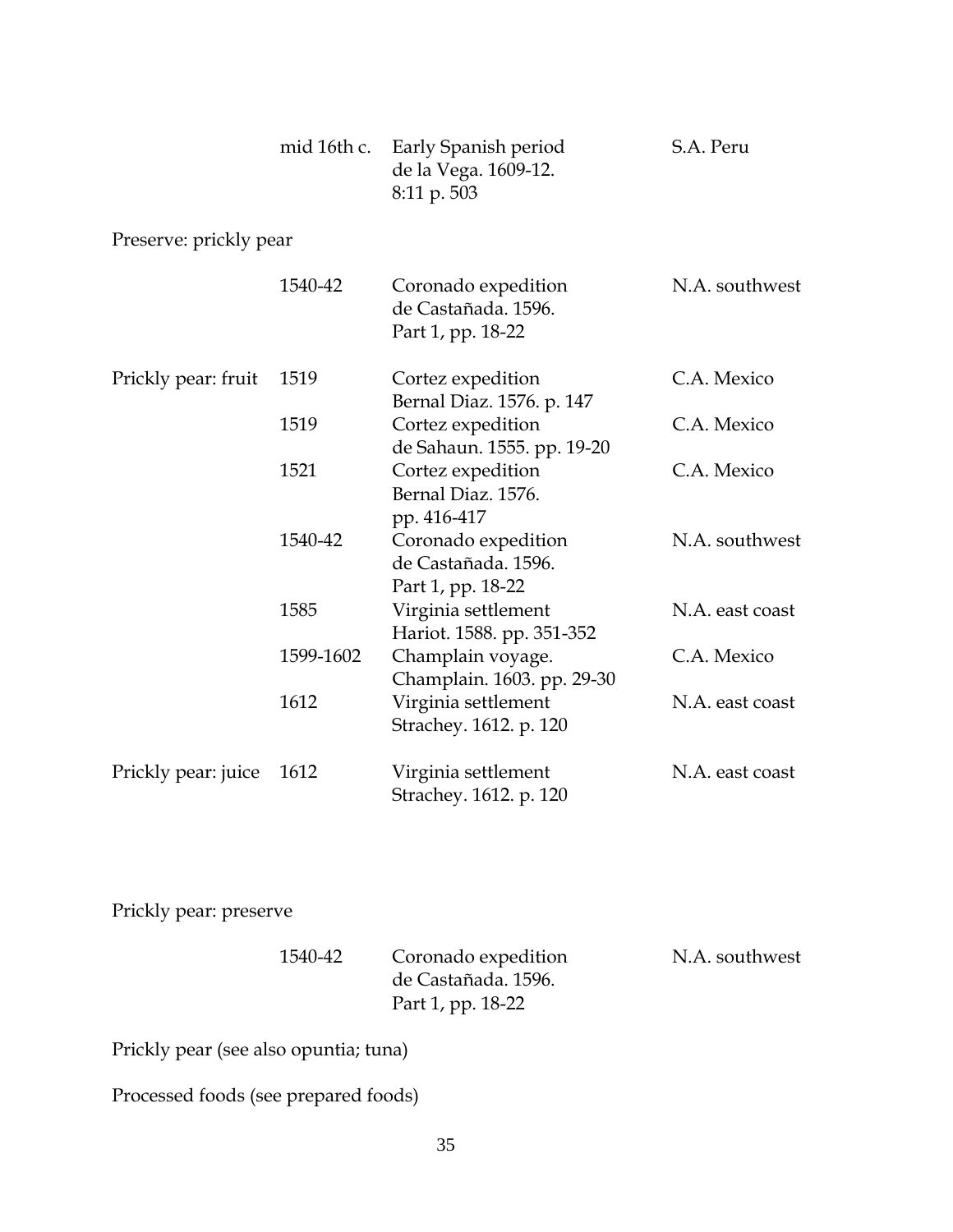| | | | |
|---|---|---|---|
| | mid 16th c. | Early Spanish period<br>de la Vega. 1609-12.<br>8:11 p. 503 | S.A. Peru |

Preserve: prickly pear

| | | | |
|---|---|---|---|
| | 1540-42 | Coronado expedition<br>de Castañada. 1596.<br>Part 1, pp. 18-22 | N.A. southwest |
| Prickly pear: fruit | 1519 | Cortez expedition<br>Bernal Diaz. 1576. p. 147 | C.A. Mexico |
| | 1519 | Cortez expedition<br>de Sahaun. 1555. pp. 19-20 | C.A. Mexico |
| | 1521 | Cortez expedition<br>Bernal Diaz. 1576.<br>pp. 416-417 | C.A. Mexico |
| | 1540-42 | Coronado expedition<br>de Castañada. 1596.<br>Part 1, pp. 18-22 | N.A. southwest |
| | 1585 | Virginia settlement<br>Hariot. 1588. pp. 351-352 | N.A. east coast |
| | 1599-1602 | Champlain voyage.<br>Champlain. 1603. pp. 29-30 | C.A. Mexico |
| | 1612 | Virginia settlement<br>Strachey. 1612. p. 120 | N.A. east coast |
| Prickly pear: juice | 1612 | Virginia settlement<br>Strachey. 1612. p. 120 | N.A. east coast |

Prickly pear: preserve

| | | | |
|---|---|---|---|
| | 1540-42 | Coronado expedition<br>de Castañada. 1596.<br>Part 1, pp. 18-22 | N.A. southwest |

Prickly pear (see also opuntia; tuna)

Processed foods (see prepared foods)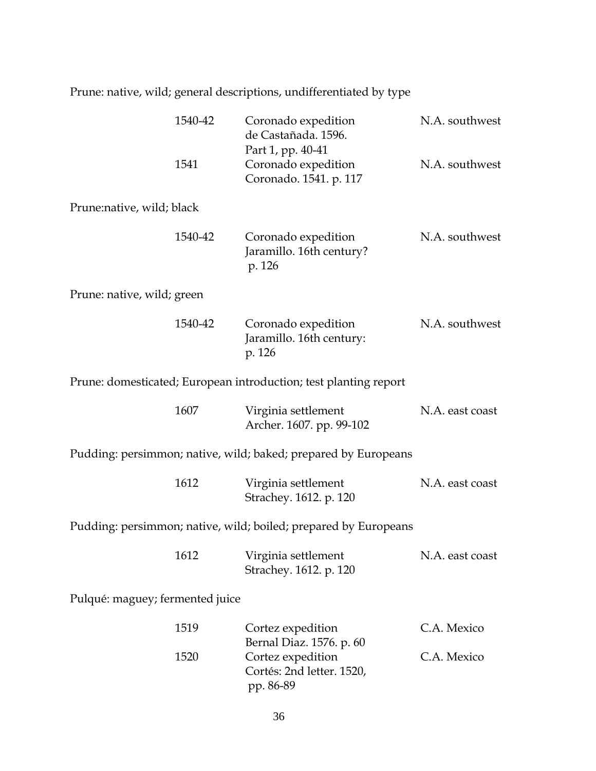Prune: native, wild; general descriptions, undifferentiated by type

| | | |
|---|---|---|
| 1540-42 | Coronado expedition<br>de Castañada. 1596.<br>Part 1, pp. 40-41 | N.A. southwest |
| 1541 | Coronado expedition<br>Coronado. 1541. p. 117 | N.A. southwest |

Prune:native, wild; black

| | | |
|---|---|---|
| 1540-42 | Coronado expedition<br>Jaramillo. 16th century?<br>p. 126 | N.A. southwest |

Prune: native, wild; green

| | | |
|---|---|---|
| 1540-42 | Coronado expedition<br>Jaramillo. 16th century:<br>p. 126 | N.A. southwest |

Prune: domesticated; European introduction; test planting report

| | | |
|---|---|---|
| 1607 | Virginia settlement<br>Archer. 1607. pp. 99-102 | N.A. east coast |

Pudding: persimmon; native, wild; baked; prepared by Europeans

| | | |
|---|---|---|
| 1612 | Virginia settlement<br>Strachey. 1612. p. 120 | N.A. east coast |

Pudding: persimmon; native, wild; boiled; prepared by Europeans

| | | |
|---|---|---|
| 1612 | Virginia settlement<br>Strachey. 1612. p. 120 | N.A. east coast |

Pulqué: maguey; fermented juice

| | | |
|---|---|---|
| 1519 | Cortez expedition<br>Bernal Diaz. 1576. p. 60 | C.A. Mexico |
| 1520 | Cortez expedition<br>Cortés: 2nd letter. 1520,<br>pp. 86-89 | C.A. Mexico |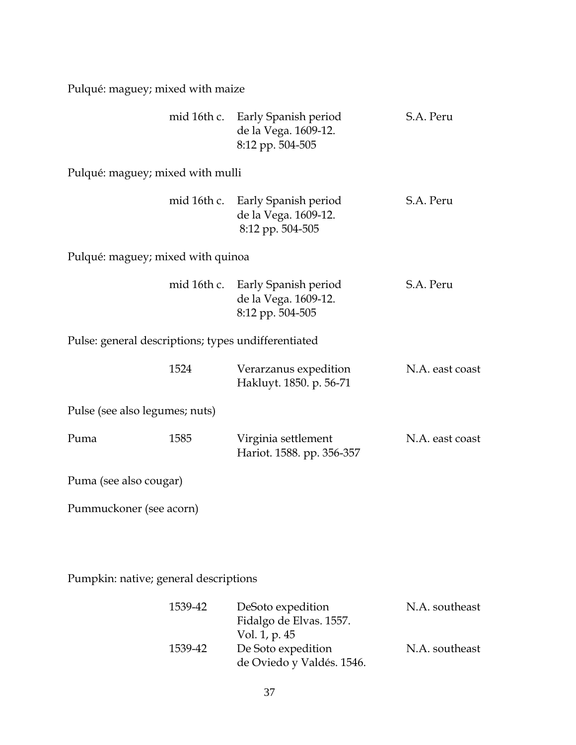Pulqué: maguey; mixed with maize

| | | | |
|---|---|---|---|
| | mid 16th c. | Early Spanish period<br>de la Vega. 1609-12.<br>8:12 pp. 504-505 | S.A. Peru |

Pulqué: maguey; mixed with mulli

| | | | |
|---|---|---|---|
| | mid 16th c. | Early Spanish period<br>de la Vega. 1609-12.<br>8:12 pp. 504-505 | S.A. Peru |

Pulqué: maguey; mixed with quinoa

| | | | |
|---|---|---|---|
| | mid 16th c. | Early Spanish period<br>de la Vega. 1609-12.<br>8:12 pp. 504-505 | S.A. Peru |

Pulse: general descriptions; types undifferentiated

| | | | |
|---|---|---|---|
| | 1524 | Verarzanus expedition<br>Hakluyt. 1850. p. 56-71 | N.A. east coast |

Pulse (see also legumes; nuts)

| | | | |
|---|---|---|---|
| Puma | 1585 | Virginia settlement<br>Hariot. 1588. pp. 356-357 | N.A. east coast |

Puma (see also cougar)

Pummuckoner (see acorn)

Pumpkin: native; general descriptions

| | | | |
|---|---|---|---|
| | 1539-42 | DeSoto expedition<br>Fidalgo de Elvas. 1557.<br>Vol. 1, p. 45 | N.A. southeast |
| | 1539-42 | De Soto expedition<br>de Oviedo y Valdés. 1546. | N.A. southeast |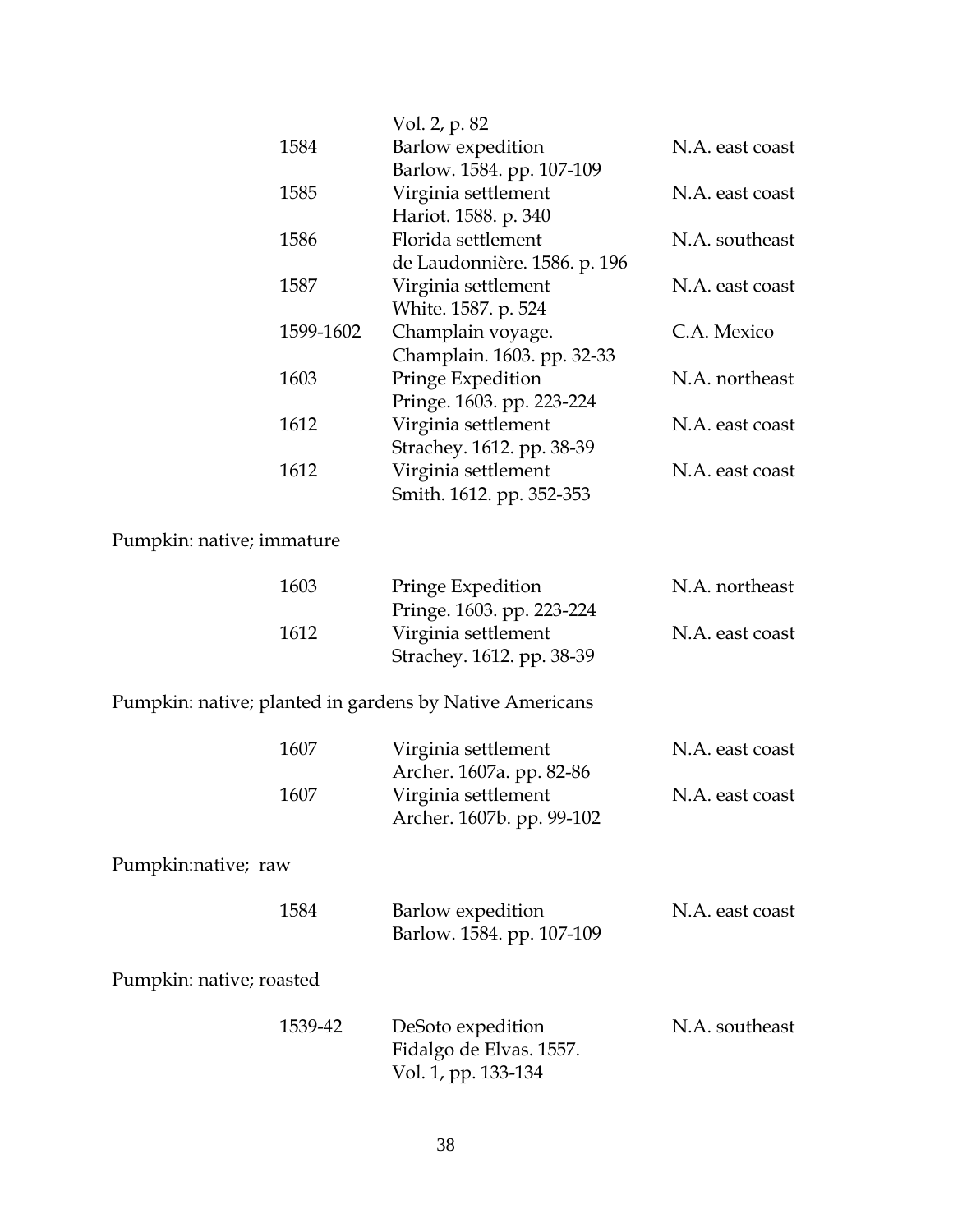| | | |
|---|---|---|
| | Vol. 2, p. 82 | |
| 1584 | Barlow expedition<br>Barlow. 1584. pp. 107-109 | N.A. east coast |
| 1585 | Virginia settlement<br>Hariot. 1588. p. 340 | N.A. east coast |
| 1586 | Florida settlement<br>de Laudonnière. 1586. p. 196 | N.A. southeast |
| 1587 | Virginia settlement<br>White. 1587. p. 524 | N.A. east coast |
| 1599-1602 | Champlain voyage.<br>Champlain. 1603. pp. 32-33 | C.A. Mexico |
| 1603 | Pringe Expedition<br>Pringe. 1603. pp. 223-224 | N.A. northeast |
| 1612 | Virginia settlement<br>Strachey. 1612. pp. 38-39 | N.A. east coast |
| 1612 | Virginia settlement<br>Smith. 1612. pp. 352-353 | N.A. east coast |

Pumpkin: native; immature

| | | |
|---|---|---|
| 1603 | Pringe Expedition<br>Pringe. 1603. pp. 223-224 | N.A. northeast |
| 1612 | Virginia settlement<br>Strachey. 1612. pp. 38-39 | N.A. east coast |

Pumpkin: native; planted in gardens by Native Americans

| | | |
|---|---|---|
| 1607 | Virginia settlement<br>Archer. 1607a. pp. 82-86 | N.A. east coast |
| 1607 | Virginia settlement<br>Archer. 1607b. pp. 99-102 | N.A. east coast |

Pumpkin:native; raw

| | | |
|---|---|---|
| 1584 | Barlow expedition<br>Barlow. 1584. pp. 107-109 | N.A. east coast |

Pumpkin: native; roasted

| | | |
|---|---|---|
| 1539-42 | DeSoto expedition<br>Fidalgo de Elvas. 1557.<br>Vol. 1, pp. 133-134 | N.A. southeast |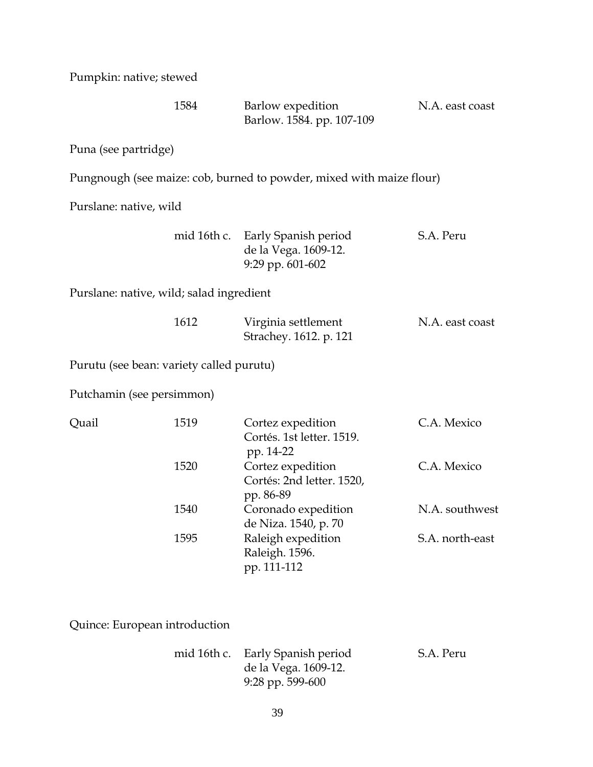Pumpkin: native; stewed

| | | | |
|---|---|---|---|
| | 1584 | Barlow expedition<br>Barlow. 1584. pp. 107-109 | N.A. east coast |

Puna (see partridge)

Pungnough (see maize: cob, burned to powder, mixed with maize flour)

Purslane: native, wild

| | | | |
|---|---|---|---|
| | mid 16th c. | Early Spanish period<br>de la Vega. 1609-12.<br>9:29 pp. 601-602 | S.A. Peru |

Purslane: native, wild; salad ingredient

| | | | |
|---|---|---|---|
| | 1612 | Virginia settlement<br>Strachey. 1612. p. 121 | N.A. east coast |

Purutu (see bean: variety called purutu)

Putchamin (see persimmon)

| | | | |
|---|---|---|---|
| Quail | 1519 | Cortez expedition<br>Cortés. 1st letter. 1519.<br>pp. 14-22 | C.A. Mexico |
| | 1520 | Cortez expedition<br>Cortés: 2nd letter. 1520,<br>pp. 86-89 | C.A. Mexico |
| | 1540 | Coronado expedition<br>de Niza. 1540, p. 70 | N.A. southwest |
| | 1595 | Raleigh expedition<br>Raleigh. 1596.<br>pp. 111-112 | S.A. north-east |

Quince: European introduction

| | | | |
|---|---|---|---|
| | mid 16th c. | Early Spanish period<br>de la Vega. 1609-12.<br>9:28 pp. 599-600 | S.A. Peru |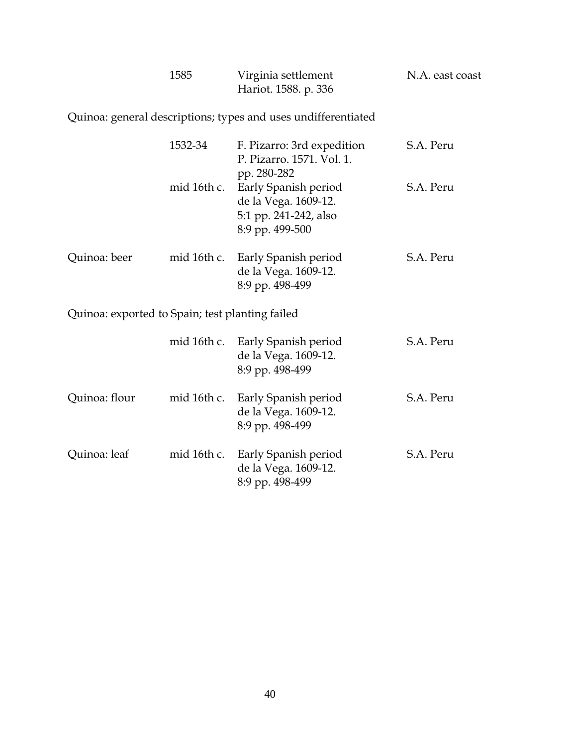| | | | |
|---|---|---|---|
| | 1585 | Virginia settlement<br>Hariot. 1588. p. 336 | N.A. east coast |

Quinoa: general descriptions; types and uses undifferentiated

| | | | |
|---|---|---|---|
| | 1532-34 | F. Pizarro: 3rd expedition<br>P. Pizarro. 1571. Vol. 1.<br>pp. 280-282 | S.A. Peru |
| | mid 16th c. | Early Spanish period<br>de la Vega. 1609-12.<br>5:1 pp. 241-242, also<br>8:9 pp. 499-500 | S.A. Peru |
| Quinoa: beer | mid 16th c. | Early Spanish period<br>de la Vega. 1609-12.<br>8:9 pp. 498-499 | S.A. Peru |

Quinoa: exported to Spain; test planting failed

| | | | |
|---|---|---|---|
| | mid 16th c. | Early Spanish period<br>de la Vega. 1609-12.<br>8:9 pp. 498-499 | S.A. Peru |
| Quinoa: flour | mid 16th c. | Early Spanish period<br>de la Vega. 1609-12.<br>8:9 pp. 498-499 | S.A. Peru |
| Quinoa: leaf | mid 16th c. | Early Spanish period<br>de la Vega. 1609-12.<br>8:9 pp. 498-499 | S.A. Peru |